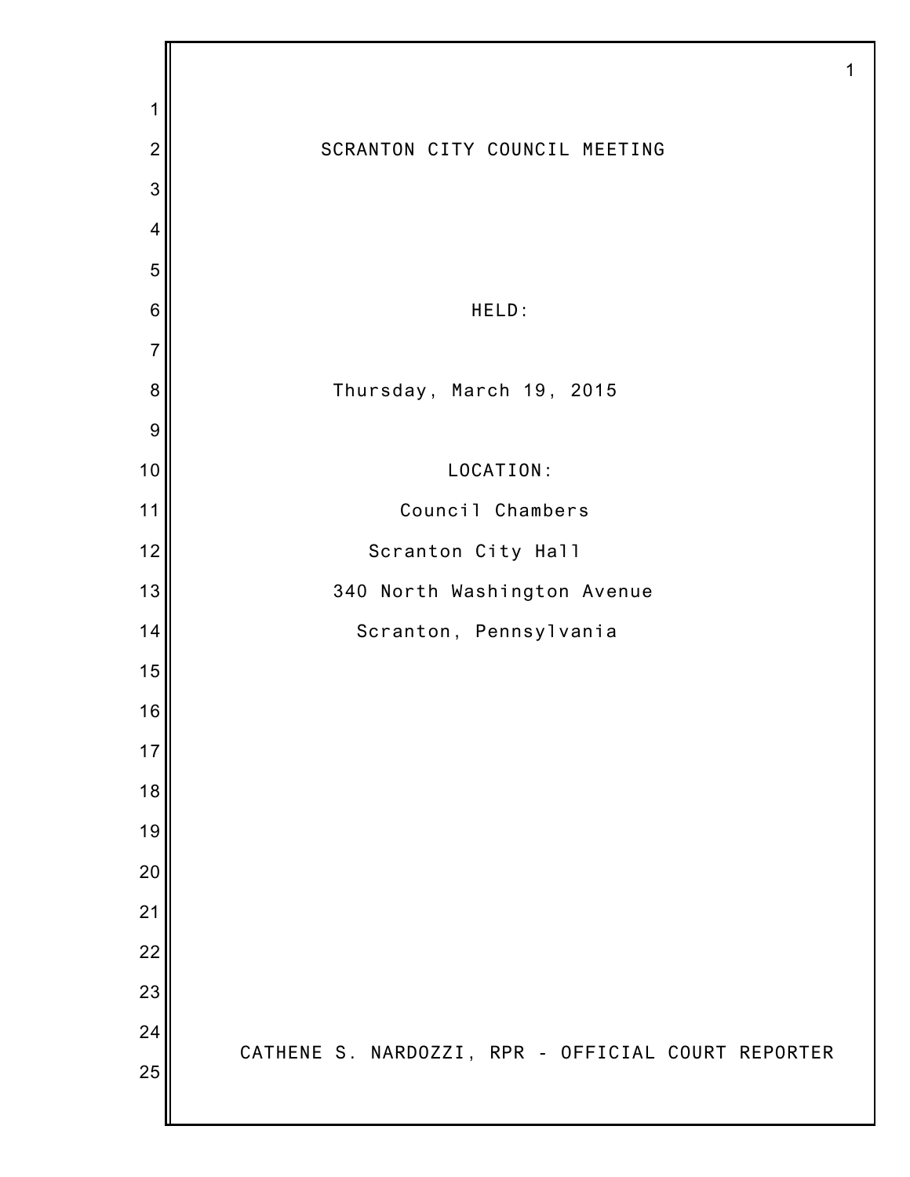# SCRANTON CITY COUNCIL MEETING

HELD:

Thursday, March 19, 2015

LOCATION:

Council Chambers

Scranton City Hall

340 North Washington Avenue

Scranton, Pennsylvania

CATHENE S. NARDOZZI, RPR - OFFICIAL COURT REPORTER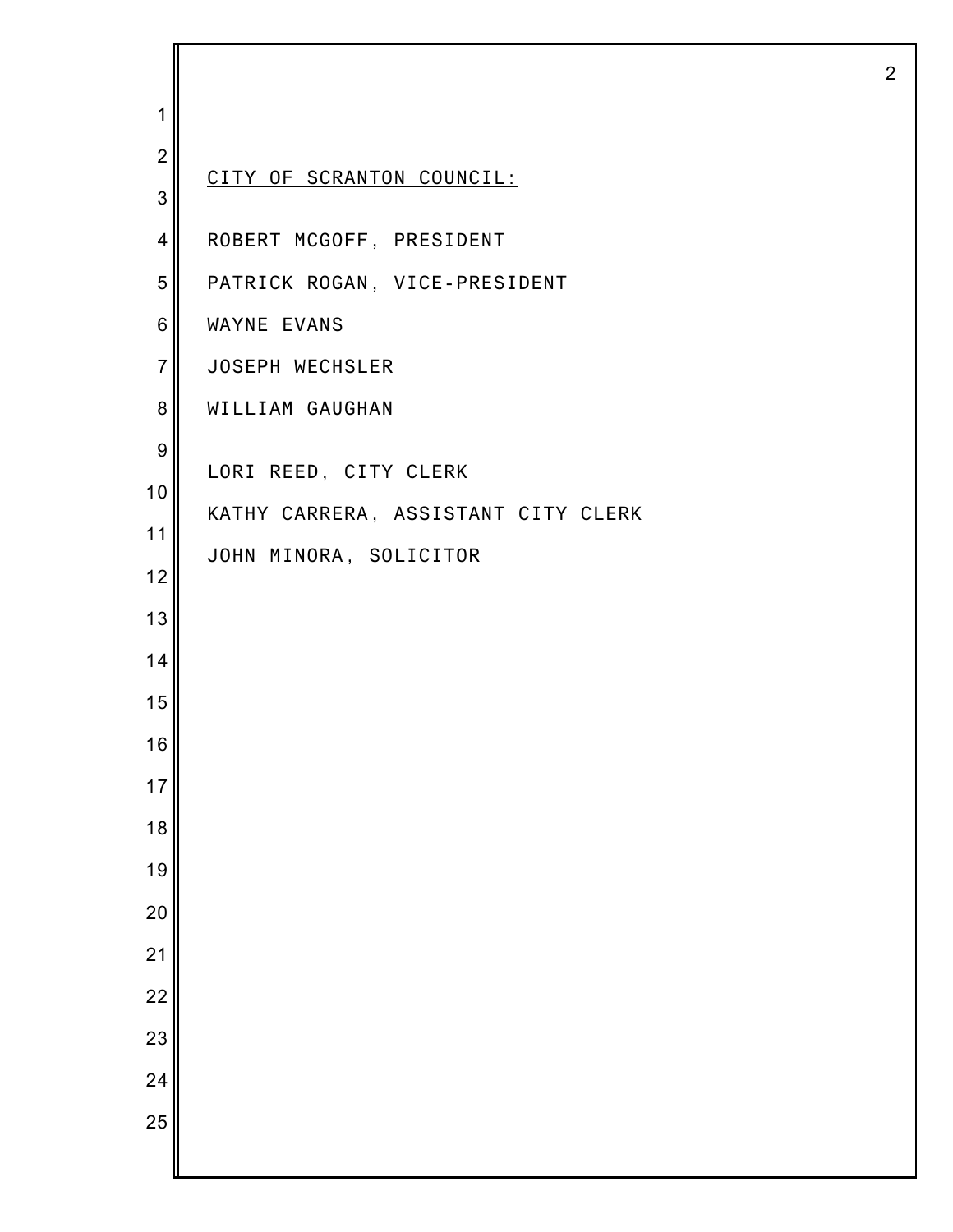CITY OF SCRANTON COUNCIL:

ROBERT MCGOFF, PRESIDENT

PATRICK ROGAN, VICE-PRESIDENT

WAYNE EVANS

JOSEPH WECHSLER

WILLIAM GAUGHAN

LORI REED, CITY CLERK

KATHY CARRERA, ASSISTANT CITY CLERK

JOHN MINORA, SOLICITOR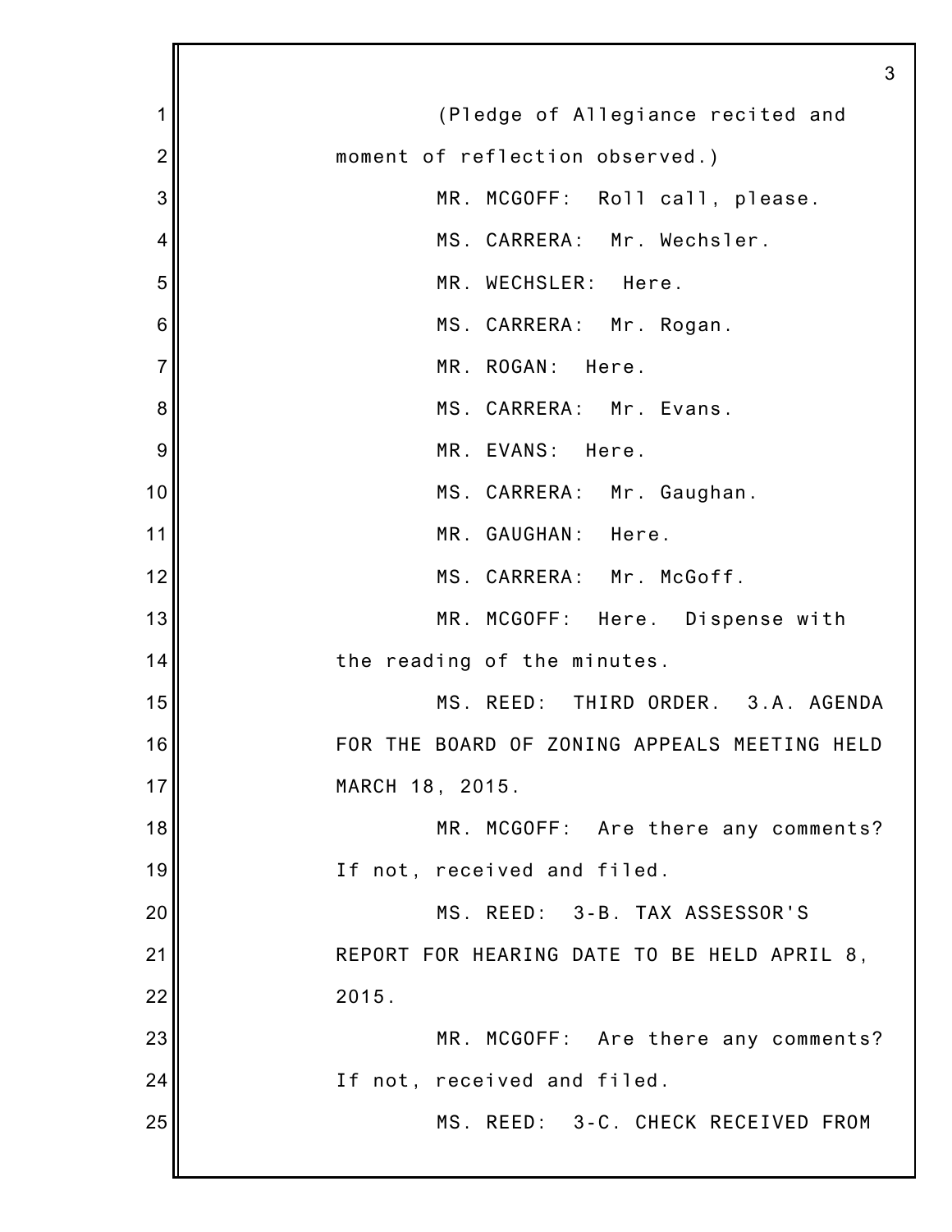(Pledge of Allegiance recited and moment of reflection observed.)

MR. MCGOFF: Roll call, please.

MS. CARRERA: Mr. Wechsler.

MR. WECHSLER: Here.

MS. CARRERA: Mr. Rogan.

MR. ROGAN: Here.

MS. CARRERA: Mr. Evans.

MR. EVANS: Here.

MS. CARRERA: Mr. Gaughan.

MR. GAUGHAN: Here.

MS. CARRERA: Mr. McGoff.

MR. MCGOFF: Here. Dispense with the reading of the minutes.

MS. REED: THIRD ORDER. 3.A. AGENDA FOR THE BOARD OF ZONING APPEALS MEETING HELD MARCH 18, 2015.

MR. MCGOFF: Are there any comments? If not, received and filed.

MS. REED: 3-B. TAX ASSESSOR'S REPORT FOR HEARING DATE TO BE HELD APRIL 8, 2015.

MR. MCGOFF: Are there any comments? If not, received and filed.

MS. REED: 3-C. CHECK RECEIVED FROM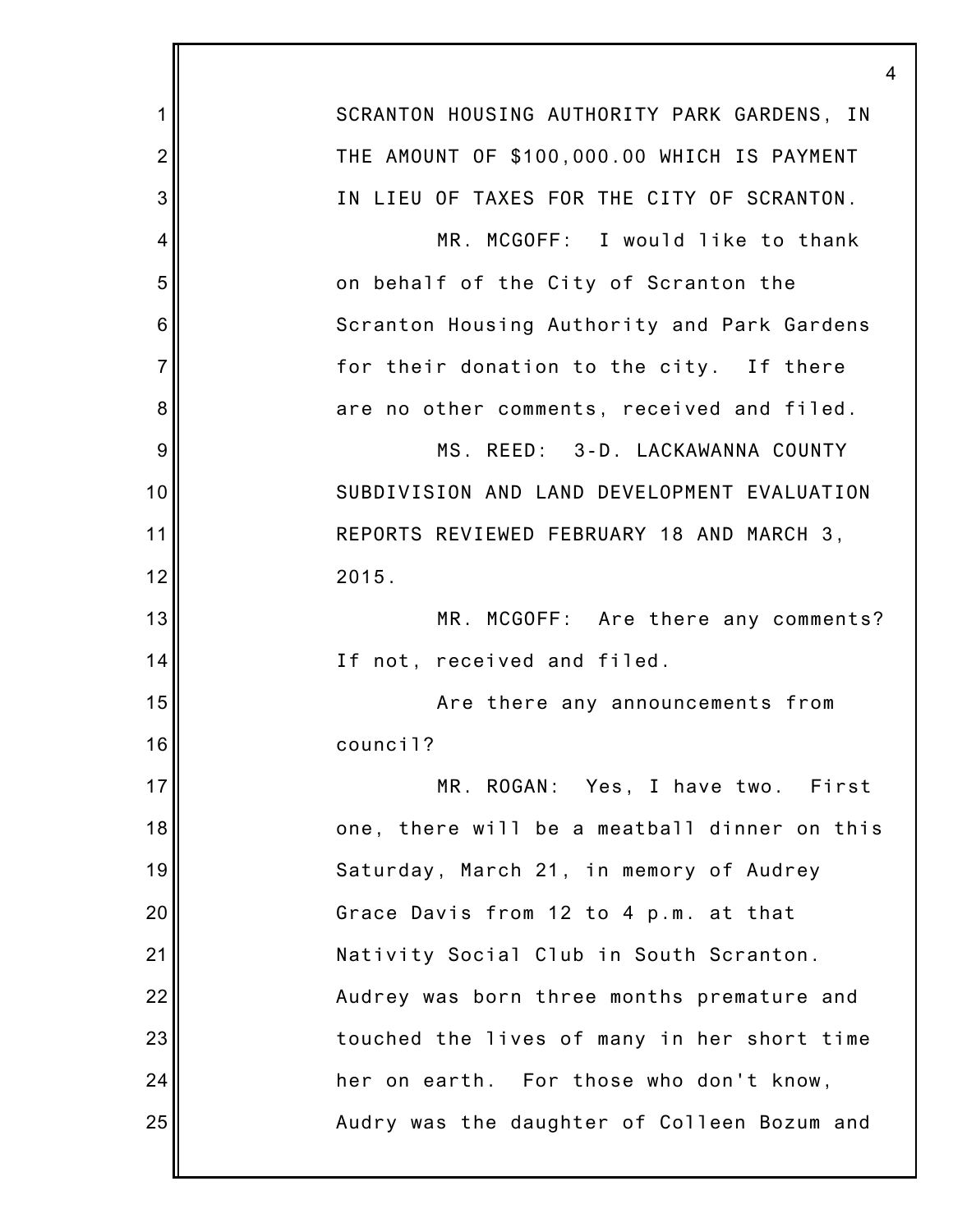SCRANTON HOUSING AUTHORITY PARK GARDENS, IN THE AMOUNT OF $100,000.00 WHICH IS PAYMENT IN LIEU OF TAXES FOR THE CITY OF SCRANTON.

MR. MCGOFF: I would like to thank on behalf of the City of Scranton the Scranton Housing Authority and Park Gardens for their donation to the city. If there are no other comments, received and filed.

MS. REED: 3-D. LACKAWANNA COUNTY SUBDIVISION AND LAND DEVELOPMENT EVALUATION REPORTS REVIEWED FEBRUARY 18 AND MARCH 3, 2015.

MR. MCGOFF: Are there any comments? If not, received and filed.

Are there any announcements from council?

MR. ROGAN: Yes, I have two. First one, there will be a meatball dinner on this Saturday, March 21, in memory of Audrey Grace Davis from 12 to 4 p.m. at that Nativity Social Club in South Scranton. Audrey was born three months premature and touched the lives of many in her short time her on earth. For those who don't know, Audry was the daughter of Colleen Bozum and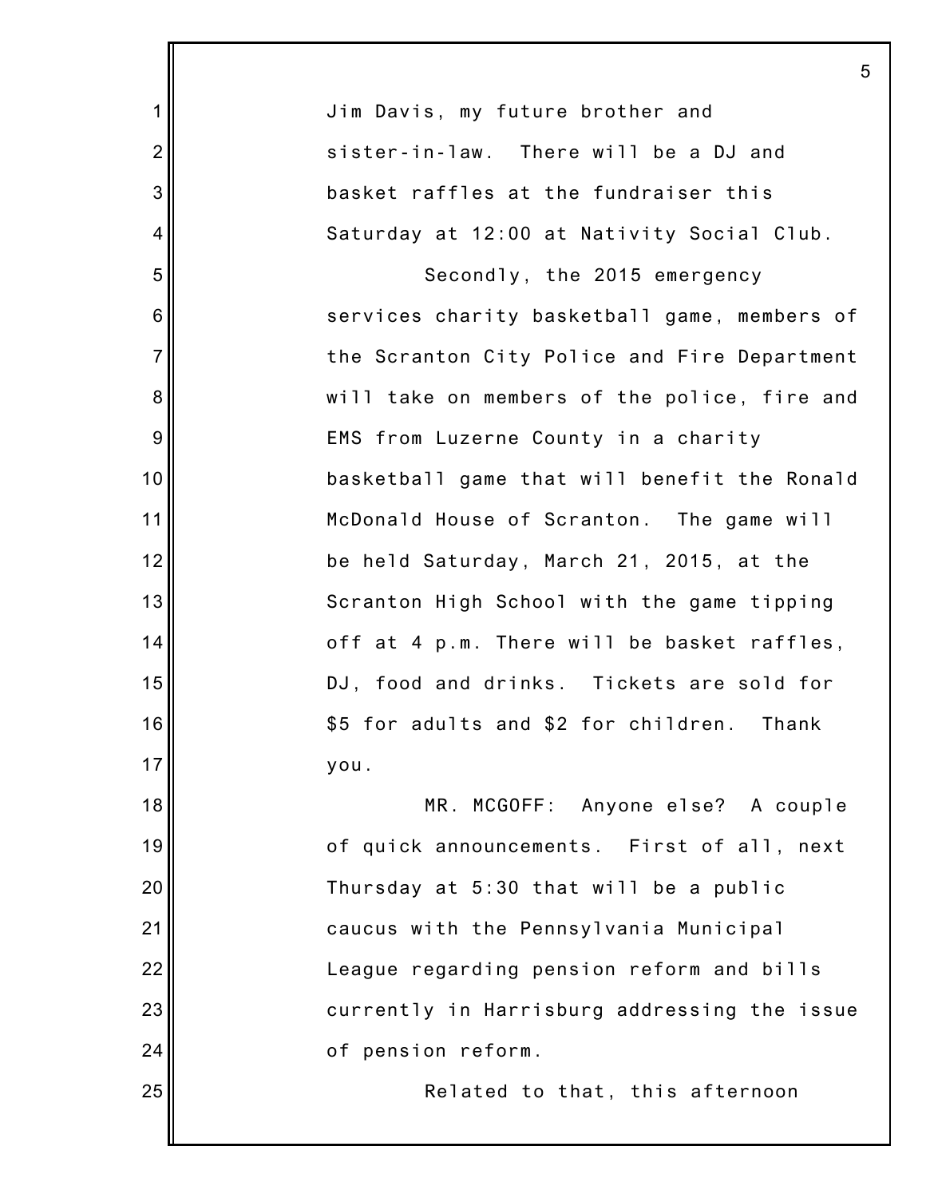Jim Davis, my future brother and sister-in-law. There will be a DJ and basket raffles at the fundraiser this Saturday at 12:00 at Nativity Social Club.

Secondly, the 2015 emergency services charity basketball game, members of the Scranton City Police and Fire Department will take on members of the police, fire and EMS from Luzerne County in a charity basketball game that will benefit the Ronald McDonald House of Scranton. The game will be held Saturday, March 21, 2015, at the Scranton High School with the game tipping off at 4 p.m. There will be basket raffles, DJ, food and drinks. Tickets are sold for $5 for adults and $2 for children. Thank you.

MR. MCGOFF: Anyone else? A couple of quick announcements. First of all, next Thursday at 5:30 that will be a public caucus with the Pennsylvania Municipal League regarding pension reform and bills currently in Harrisburg addressing the issue of pension reform.

Related to that, this afternoon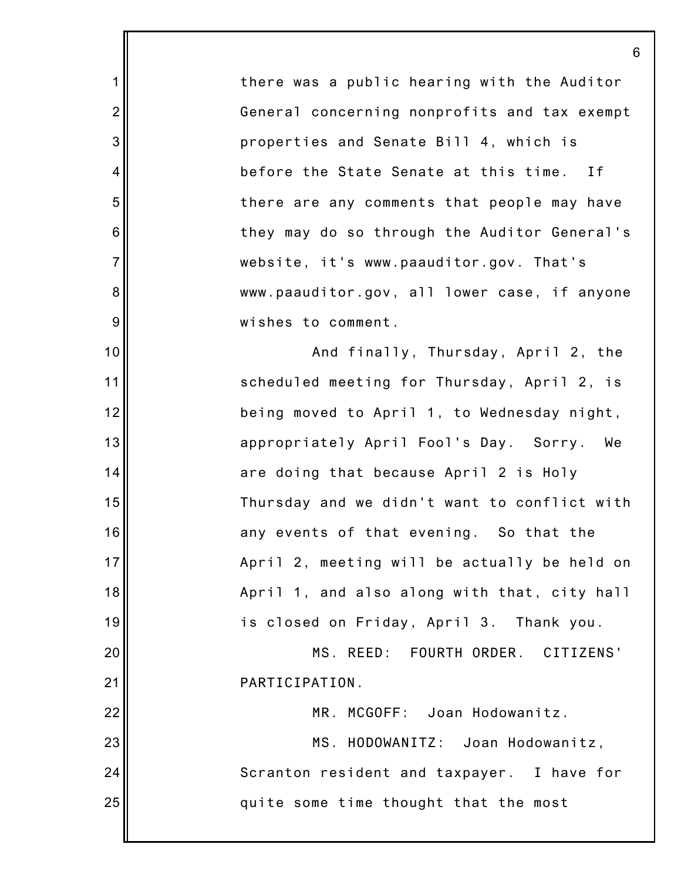there was a public hearing with the Auditor General concerning nonprofits and tax exempt properties and Senate Bill 4, which is before the State Senate at this time. If there are any comments that people may have they may do so through the Auditor General's website, it's www.paauditor.gov. That's www.paauditor.gov, all lower case, if anyone wishes to comment.

And finally, Thursday, April 2, the scheduled meeting for Thursday, April 2, is being moved to April 1, to Wednesday night, appropriately April Fool's Day. Sorry. We are doing that because April 2 is Holy Thursday and we didn't want to conflict with any events of that evening. So that the April 2, meeting will be actually be held on April 1, and also along with that, city hall is closed on Friday, April 3. Thank you.

MS. REED: FOURTH ORDER. CITIZENS' PARTICIPATION.

MR. MCGOFF: Joan Hodowanitz.

MS. HODOWANITZ: Joan Hodowanitz, Scranton resident and taxpayer. I have for quite some time thought that the most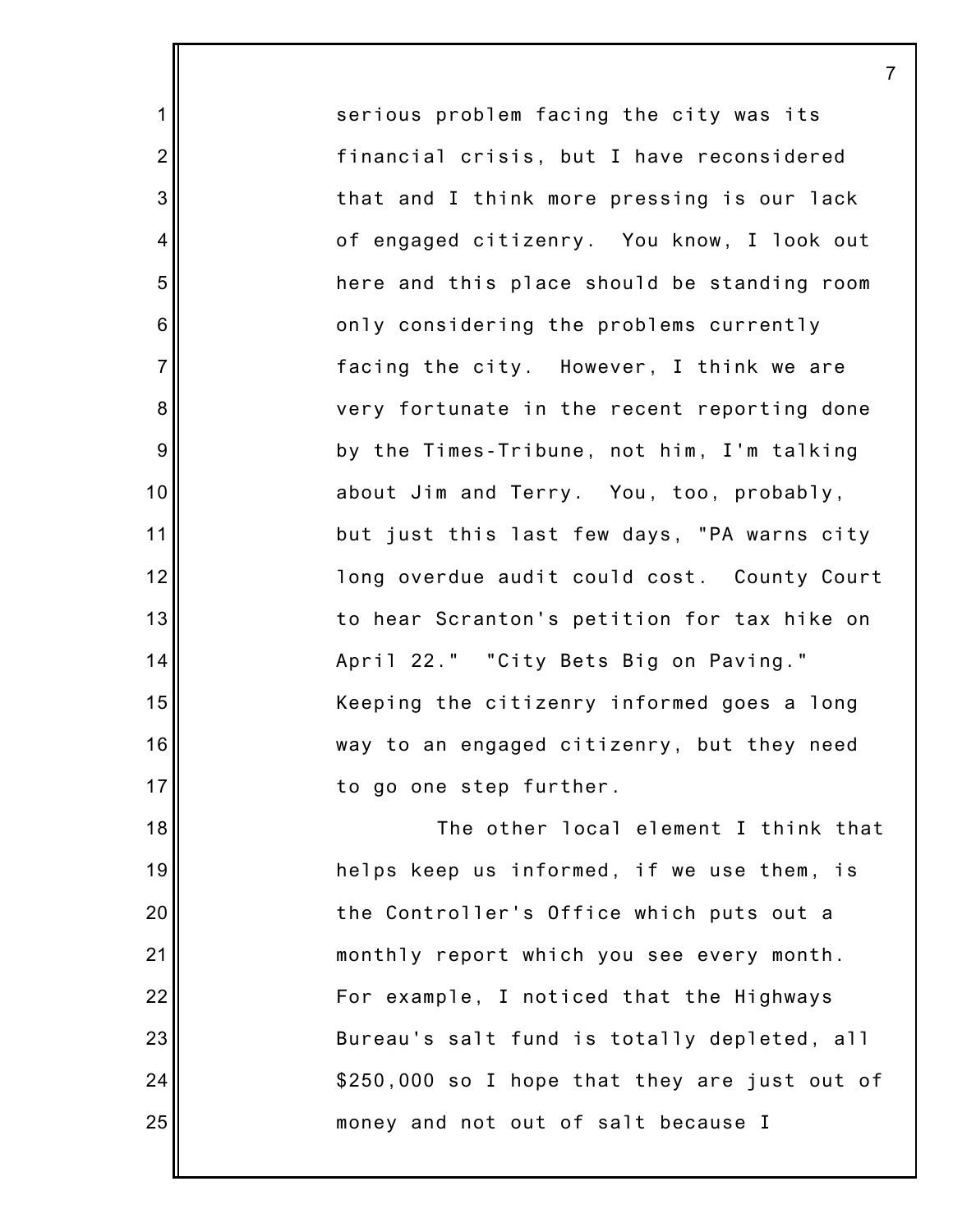serious problem facing the city was its financial crisis, but I have reconsidered that and I think more pressing is our lack of engaged citizenry. You know, I look out here and this place should be standing room only considering the problems currently facing the city. However, I think we are very fortunate in the recent reporting done by the Times-Tribune, not him, I'm talking about Jim and Terry. You, too, probably, but just this last few days, "PA warns city long overdue audit could cost. County Court to hear Scranton's petition for tax hike on April 22." "City Bets Big on Paving." Keeping the citizenry informed goes a long way to an engaged citizenry, but they need to go one step further.

The other local element I think that helps keep us informed, if we use them, is the Controller's Office which puts out a monthly report which you see every month. For example, I noticed that the Highways Bureau's salt fund is totally depleted, all $250,000 so I hope that they are just out of money and not out of salt because I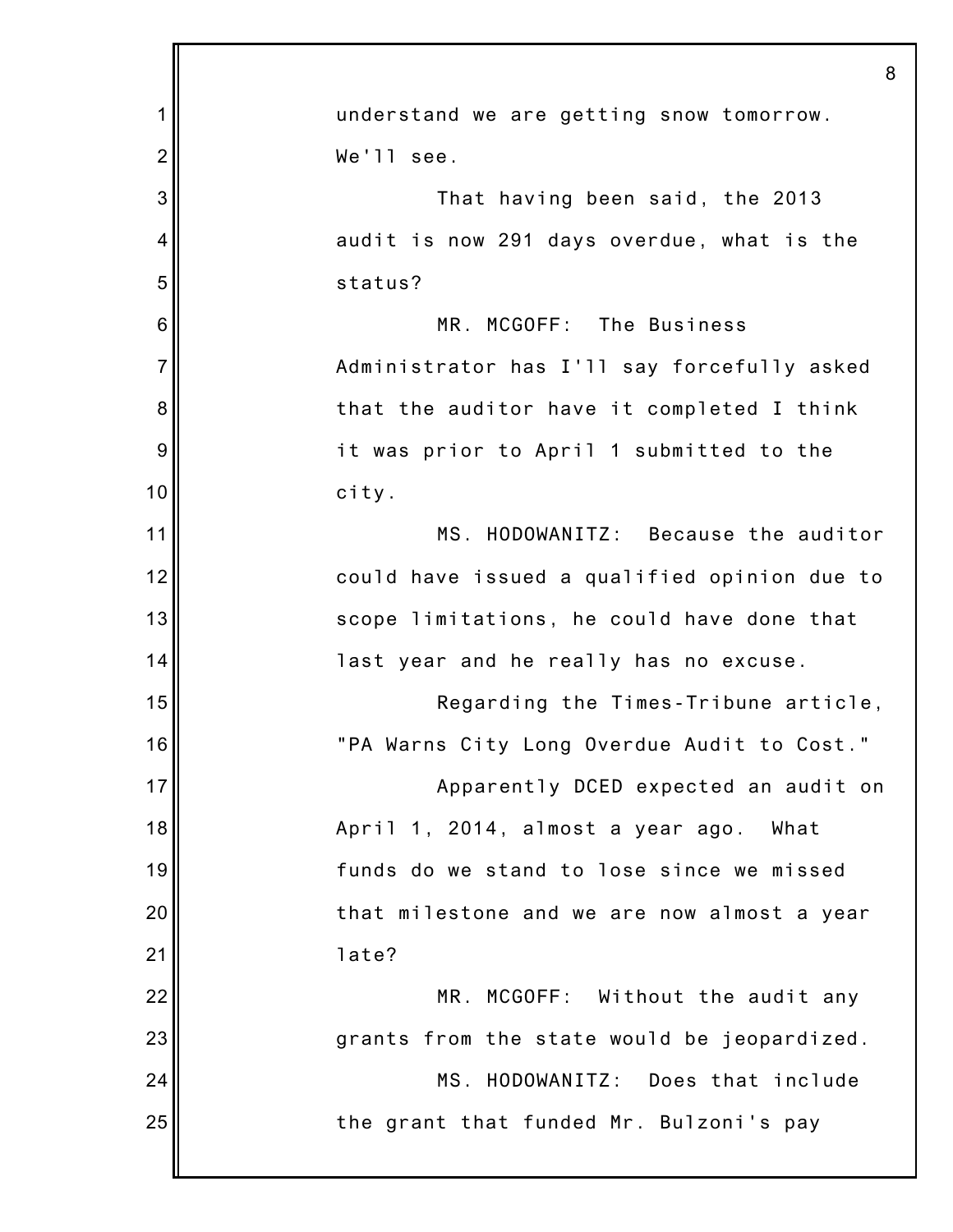understand we are getting snow tomorrow. We'll see.

That having been said, the 2013 audit is now 291 days overdue, what is the status?

MR. MCGOFF: The Business Administrator has I'll say forcefully asked that the auditor have it completed I think it was prior to April 1 submitted to the city.

MS. HODOWANITZ: Because the auditor could have issued a qualified opinion due to scope limitations, he could have done that last year and he really has no excuse.

Regarding the Times-Tribune article, "PA Warns City Long Overdue Audit to Cost."

Apparently DCED expected an audit on April 1, 2014, almost a year ago. What funds do we stand to lose since we missed that milestone and we are now almost a year late?

MR. MCGOFF: Without the audit any grants from the state would be jeopardized.

MS. HODOWANITZ: Does that include the grant that funded Mr. Bulzoni's pay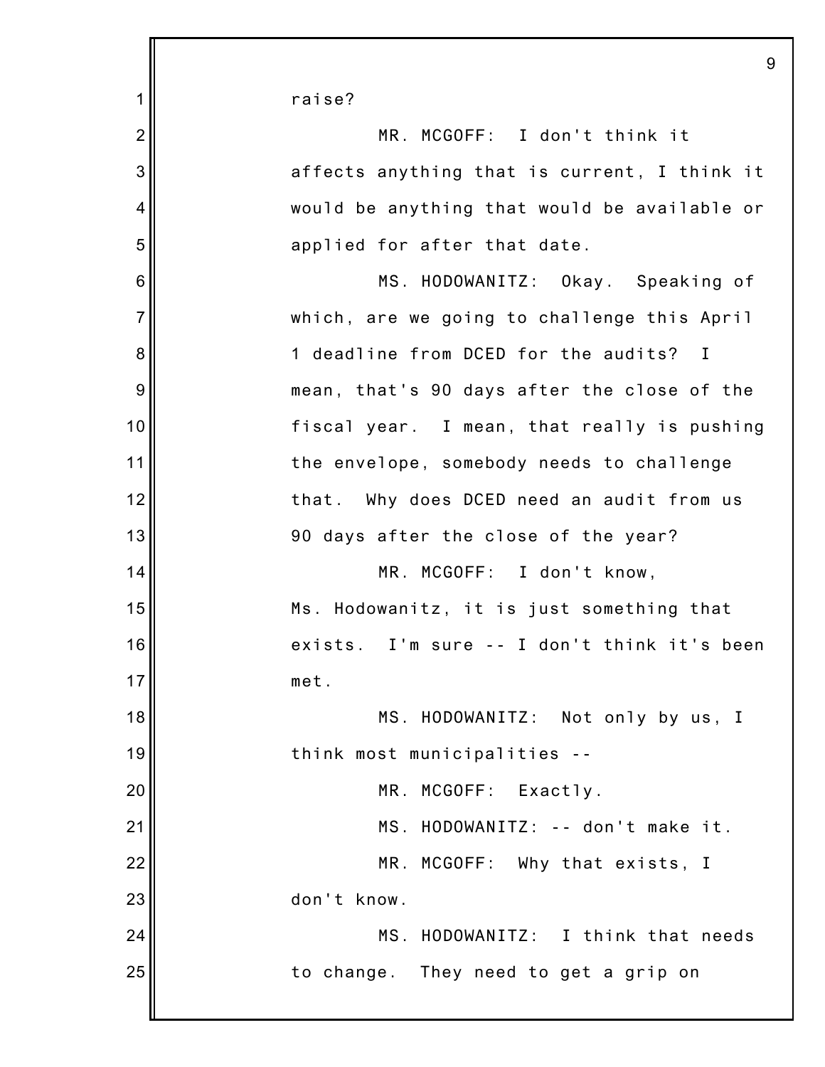raise?

MR. MCGOFF: I don't think it affects anything that is current, I think it would be anything that would be available or applied for after that date.

MS. HODOWANITZ: Okay. Speaking of which, are we going to challenge this April 1 deadline from DCED for the audits? I mean, that's 90 days after the close of the fiscal year. I mean, that really is pushing the envelope, somebody needs to challenge that. Why does DCED need an audit from us 90 days after the close of the year?

MR. MCGOFF: I don't know, Ms. Hodowanitz, it is just something that exists. I'm sure -- I don't think it's been met.

MS. HODOWANITZ: Not only by us, I think most municipalities --

MR. MCGOFF: Exactly.

MS. HODOWANITZ: -- don't make it.

MR. MCGOFF: Why that exists, I don't know.

MS. HODOWANITZ: I think that needs to change. They need to get a grip on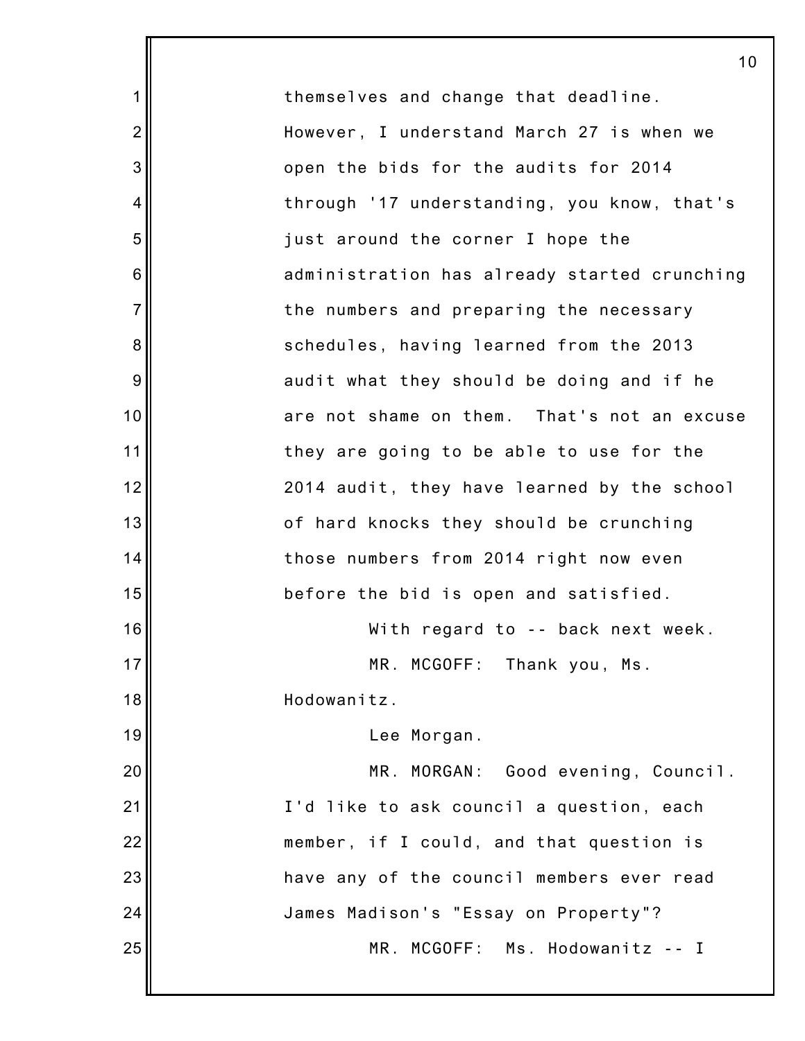themselves and change that deadline. However, I understand March 27 is when we open the bids for the audits for 2014 through '17 understanding, you know, that's just around the corner I hope the administration has already started crunching the numbers and preparing the necessary schedules, having learned from the 2013 audit what they should be doing and if he are not shame on them. That's not an excuse they are going to be able to use for the 2014 audit, they have learned by the school of hard knocks they should be crunching those numbers from 2014 right now even before the bid is open and satisfied.

With regard to -- back next week.

MR. MCGOFF: Thank you, Ms. Hodowanitz.

Lee Morgan.

MR. MORGAN: Good evening, Council. I'd like to ask council a question, each member, if I could, and that question is have any of the council members ever read James Madison's "Essay on Property"?

MR. MCGOFF: Ms. Hodowanitz -- I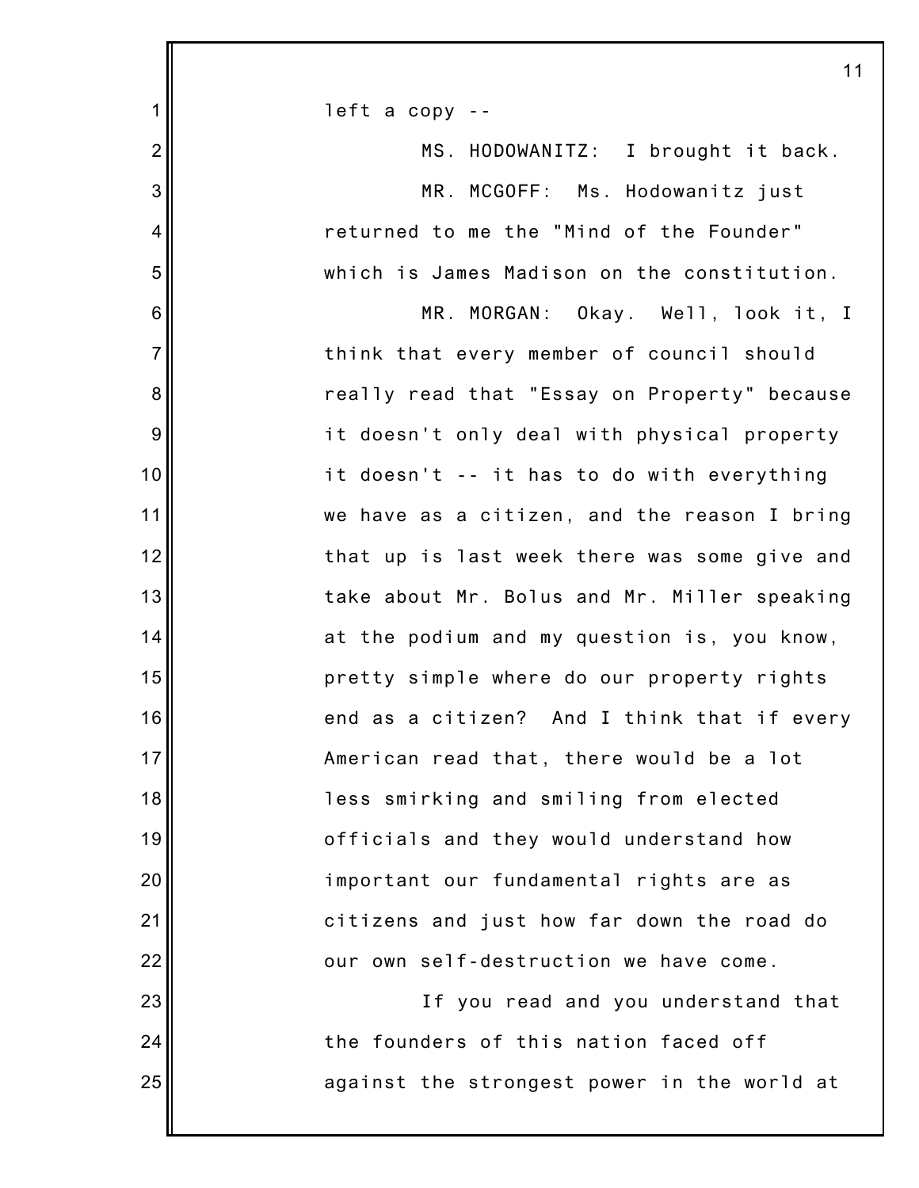left a copy --

MS. HODOWANITZ: I brought it back.

MR. MCGOFF: Ms. Hodowanitz just returned to me the "Mind of the Founder" which is James Madison on the constitution.

MR. MORGAN: Okay. Well, look it, I think that every member of council should really read that "Essay on Property" because it doesn't only deal with physical property it doesn't -- it has to do with everything we have as a citizen, and the reason I bring that up is last week there was some give and take about Mr. Bolus and Mr. Miller speaking at the podium and my question is, you know, pretty simple where do our property rights end as a citizen? And I think that if every American read that, there would be a lot less smirking and smiling from elected officials and they would understand how important our fundamental rights are as citizens and just how far down the road do our own self-destruction we have come.

If you read and you understand that the founders of this nation faced off against the strongest power in the world at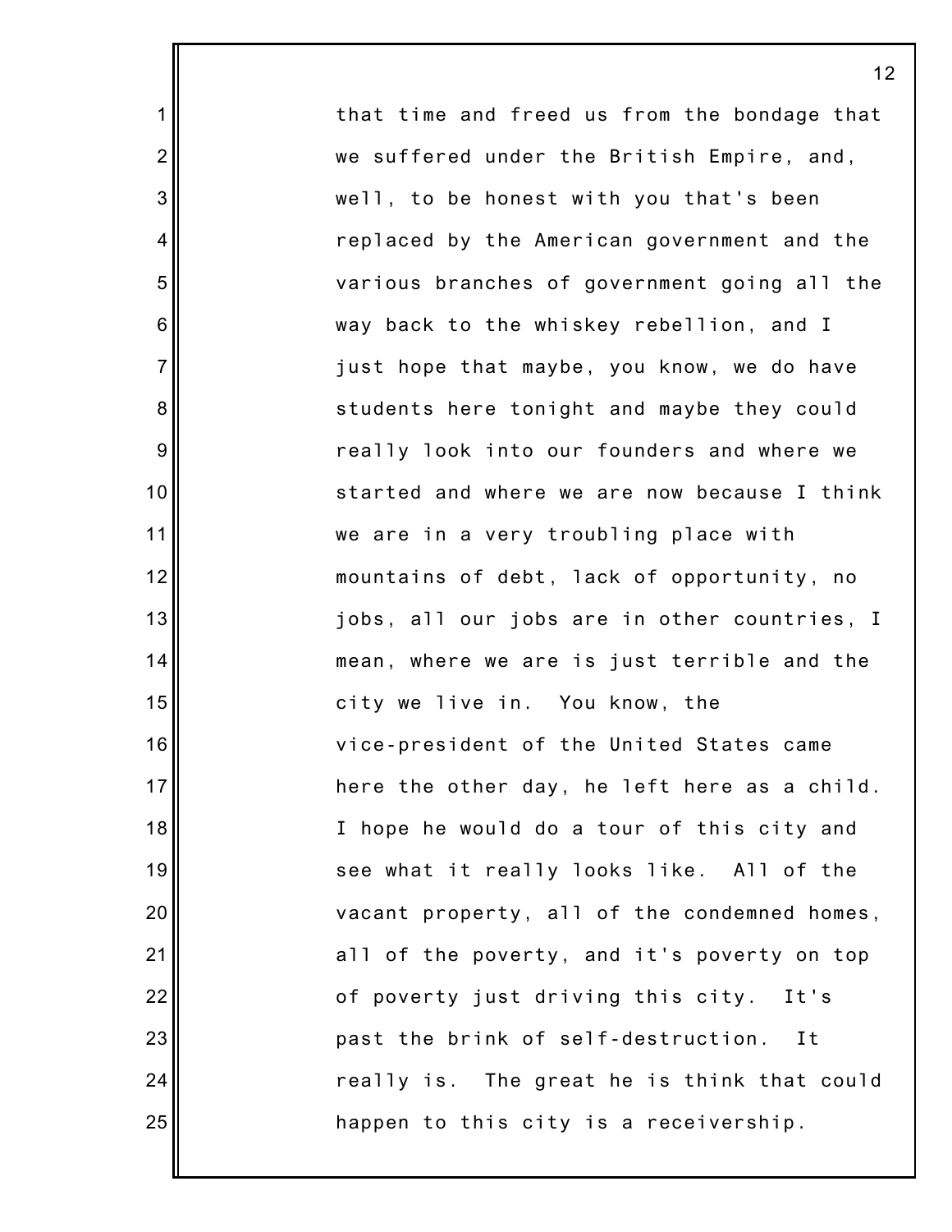that time and freed us from the bondage that we suffered under the British Empire, and, well, to be honest with you that's been replaced by the American government and the various branches of government going all the way back to the whiskey rebellion, and I just hope that maybe, you know, we do have students here tonight and maybe they could really look into our founders and where we started and where we are now because I think we are in a very troubling place with mountains of debt, lack of opportunity, no jobs, all our jobs are in other countries, I mean, where we are is just terrible and the city we live in. You know, the vice-president of the United States came here the other day, he left here as a child. I hope he would do a tour of this city and see what it really looks like. All of the vacant property, all of the condemned homes, all of the poverty, and it's poverty on top of poverty just driving this city. It's past the brink of self-destruction. It really is. The great he is think that could happen to this city is a receivership.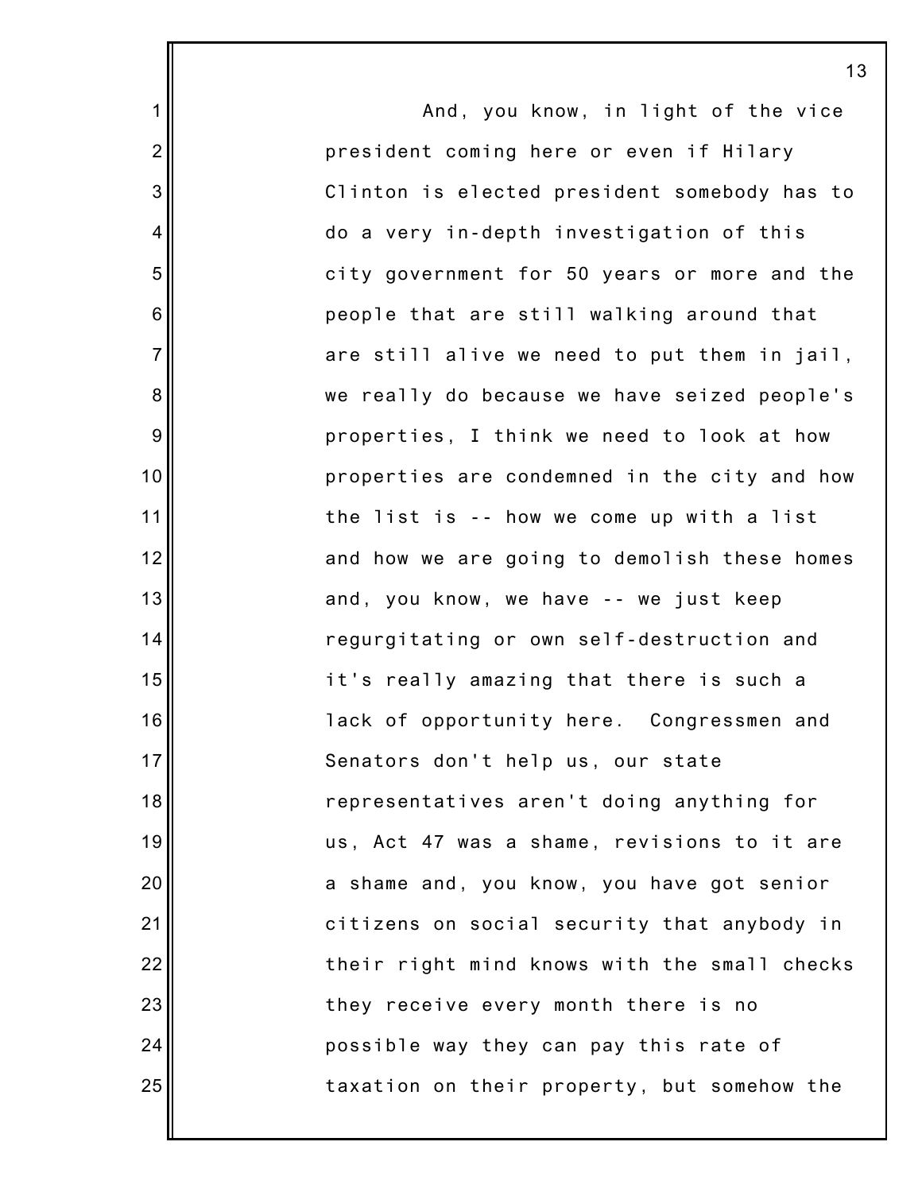And, you know, in light of the vice president coming here or even if Hilary Clinton is elected president somebody has to do a very in-depth investigation of this city government for 50 years or more and the people that are still walking around that are still alive we need to put them in jail, we really do because we have seized people's properties, I think we need to look at how properties are condemned in the city and how the list is -- how we come up with a list and how we are going to demolish these homes and, you know, we have -- we just keep regurgitating or own self-destruction and it's really amazing that there is such a lack of opportunity here. Congressmen and Senators don't help us, our state representatives aren't doing anything for us, Act 47 was a shame, revisions to it are a shame and, you know, you have got senior citizens on social security that anybody in their right mind knows with the small checks they receive every month there is no possible way they can pay this rate of taxation on their property, but somehow the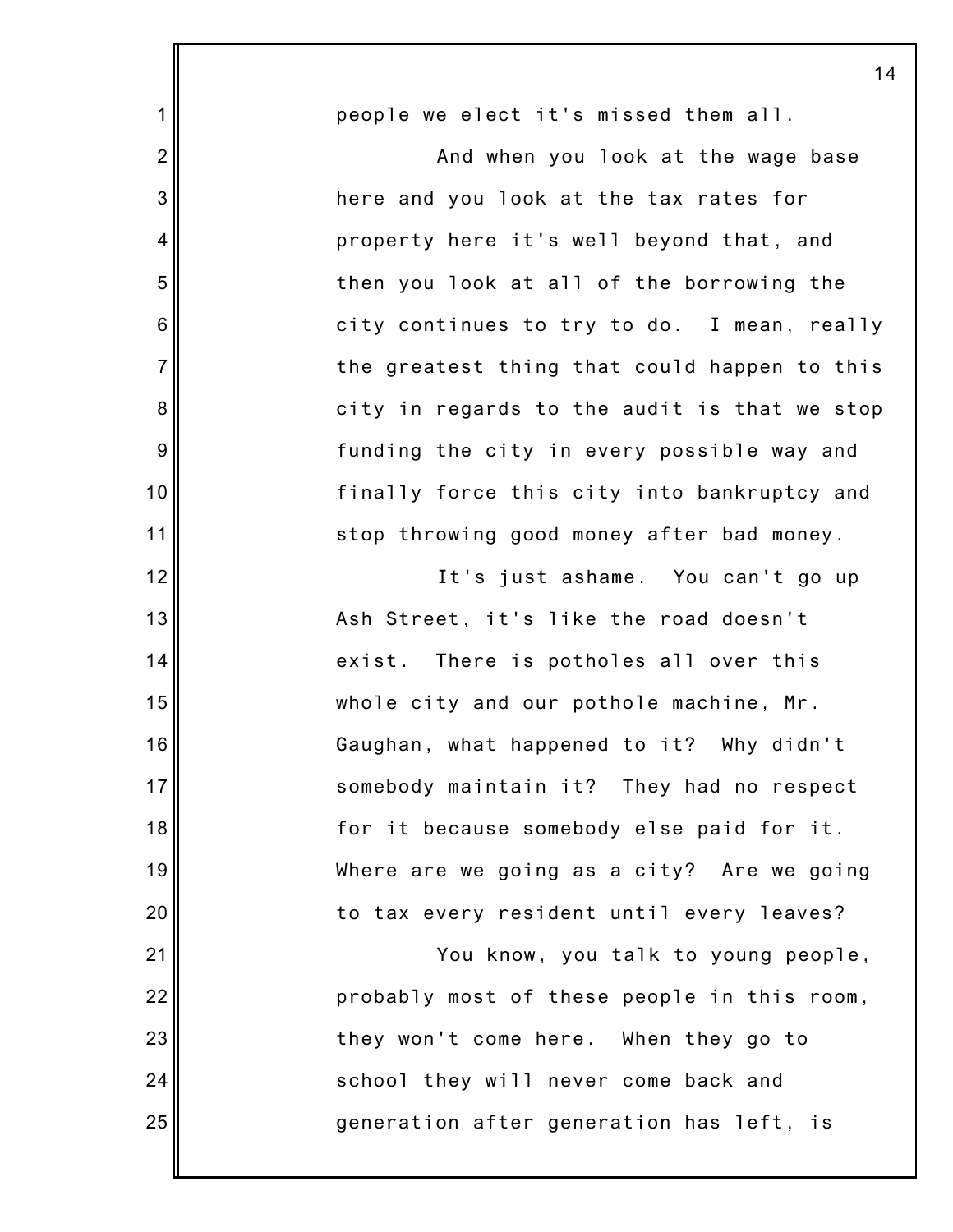people we elect it's missed them all.

And when you look at the wage base here and you look at the tax rates for property here it's well beyond that, and then you look at all of the borrowing the city continues to try to do. I mean, really the greatest thing that could happen to this city in regards to the audit is that we stop funding the city in every possible way and finally force this city into bankruptcy and stop throwing good money after bad money.

It's just ashame. You can't go up Ash Street, it's like the road doesn't exist. There is potholes all over this whole city and our pothole machine, Mr. Gaughan, what happened to it? Why didn't somebody maintain it? They had no respect for it because somebody else paid for it. Where are we going as a city? Are we going to tax every resident until every leaves?

You know, you talk to young people, probably most of these people in this room, they won't come here. When they go to school they will never come back and generation after generation has left, is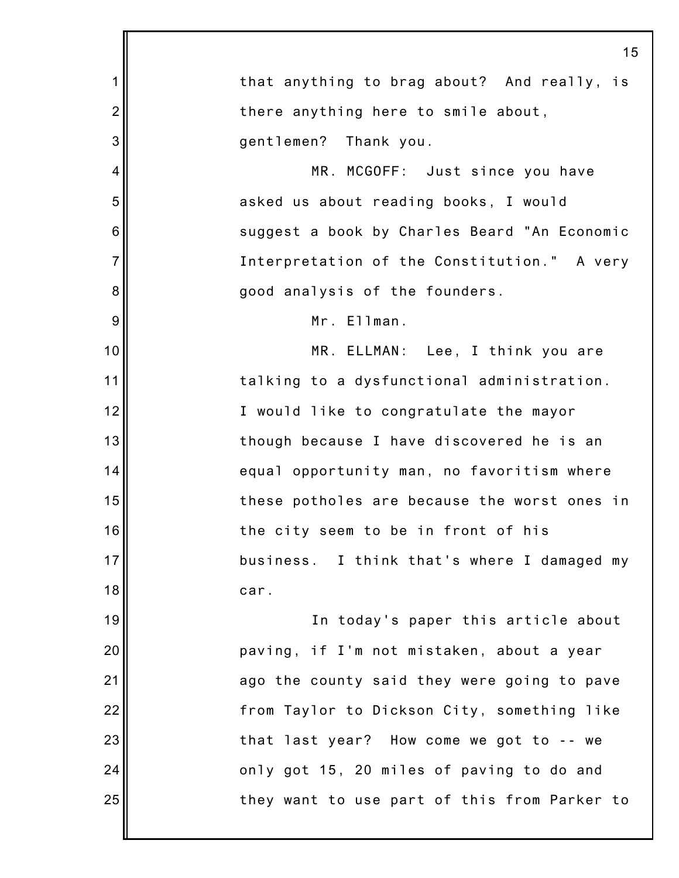that anything to brag about? And really, is there anything here to smile about, gentlemen? Thank you.

MR. MCGOFF: Just since you have asked us about reading books, I would suggest a book by Charles Beard "An Economic Interpretation of the Constitution." A very good analysis of the founders.

Mr. Ellman.

MR. ELLMAN: Lee, I think you are talking to a dysfunctional administration. I would like to congratulate the mayor though because I have discovered he is an equal opportunity man, no favoritism where these potholes are because the worst ones in the city seem to be in front of his business. I think that's where I damaged my car.

In today's paper this article about paving, if I'm not mistaken, about a year ago the county said they were going to pave from Taylor to Dickson City, something like that last year? How come we got to -- we only got 15, 20 miles of paving to do and they want to use part of this from Parker to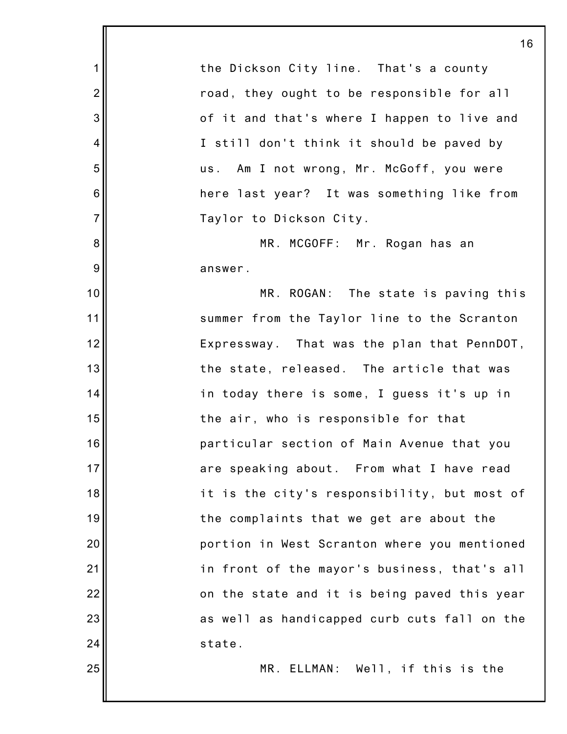the Dickson City line. That's a county road, they ought to be responsible for all of it and that's where I happen to live and I still don't think it should be paved by us. Am I not wrong, Mr. McGoff, you were here last year? It was something like from Taylor to Dickson City.

MR. MCGOFF: Mr. Rogan has an answer.

MR. ROGAN: The state is paving this summer from the Taylor line to the Scranton Expressway. That was the plan that PennDOT, the state, released. The article that was in today there is some, I guess it's up in the air, who is responsible for that particular section of Main Avenue that you are speaking about. From what I have read it is the city's responsibility, but most of the complaints that we get are about the portion in West Scranton where you mentioned in front of the mayor's business, that's all on the state and it is being paved this year as well as handicapped curb cuts fall on the state.

MR. ELLMAN: Well, if this is the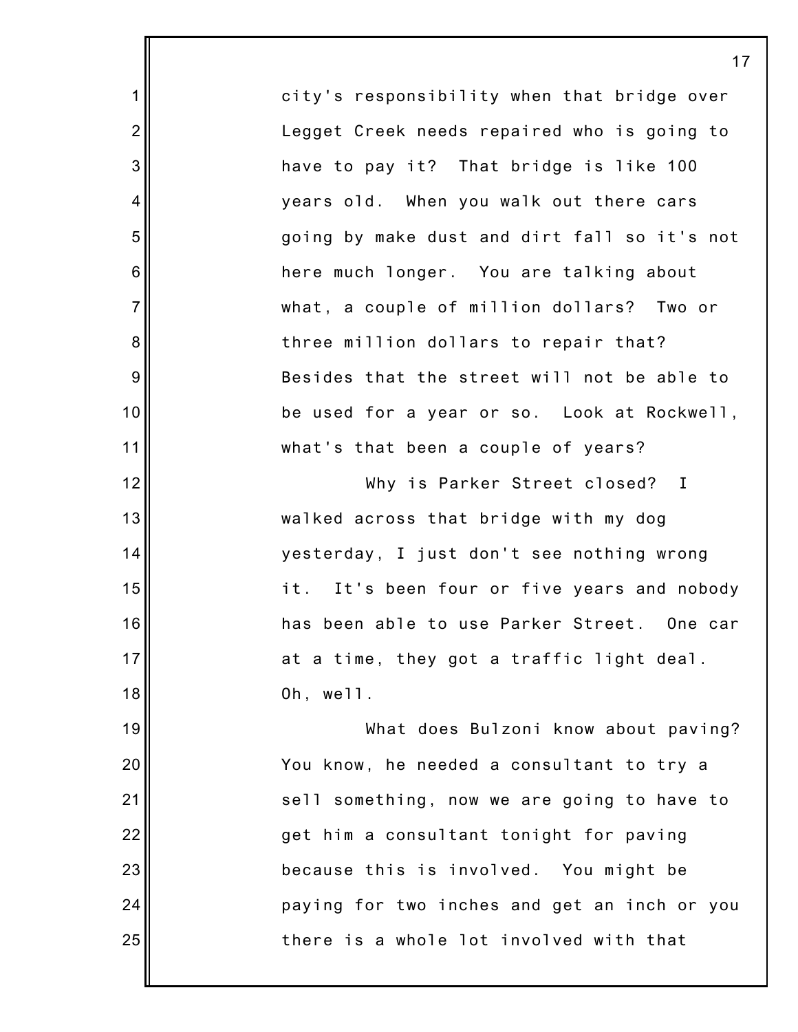city's responsibility when that bridge over Legget Creek needs repaired who is going to have to pay it? That bridge is like 100 years old. When you walk out there cars going by make dust and dirt fall so it's not here much longer. You are talking about what, a couple of million dollars? Two or three million dollars to repair that? Besides that the street will not be able to be used for a year or so. Look at Rockwell, what's that been a couple of years?

Why is Parker Street closed? I walked across that bridge with my dog yesterday, I just don't see nothing wrong it. It's been four or five years and nobody has been able to use Parker Street. One car at a time, they got a traffic light deal. Oh, well.

What does Bulzoni know about paving? You know, he needed a consultant to try a sell something, now we are going to have to get him a consultant tonight for paving because this is involved. You might be paying for two inches and get an inch or you there is a whole lot involved with that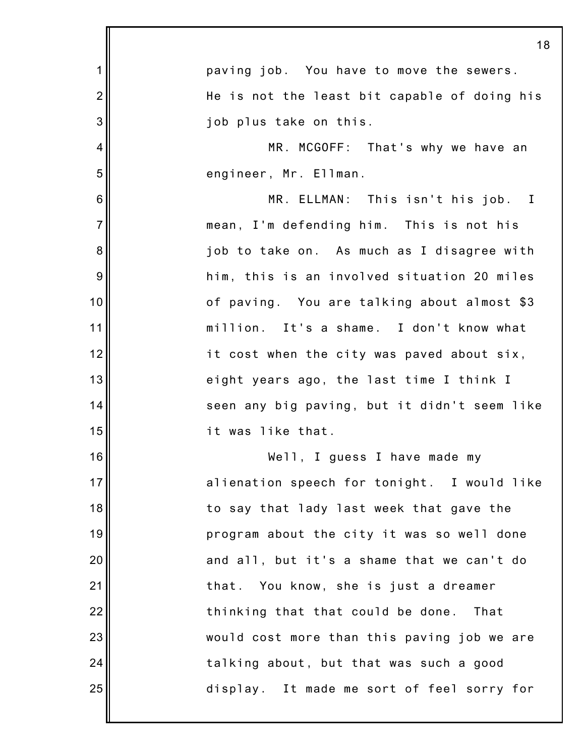paving job. You have to move the sewers. He is not the least bit capable of doing his job plus take on this.

MR. MCGOFF: That's why we have an engineer, Mr. Ellman.

MR. ELLMAN: This isn't his job. I mean, I'm defending him. This is not his job to take on. As much as I disagree with him, this is an involved situation 20 miles of paving. You are talking about almost $3 million. It's a shame. I don't know what it cost when the city was paved about six, eight years ago, the last time I think I seen any big paving, but it didn't seem like it was like that.

Well, I guess I have made my alienation speech for tonight. I would like to say that lady last week that gave the program about the city it was so well done and all, but it's a shame that we can't do that. You know, she is just a dreamer thinking that that could be done. That would cost more than this paving job we are talking about, but that was such a good display. It made me sort of feel sorry for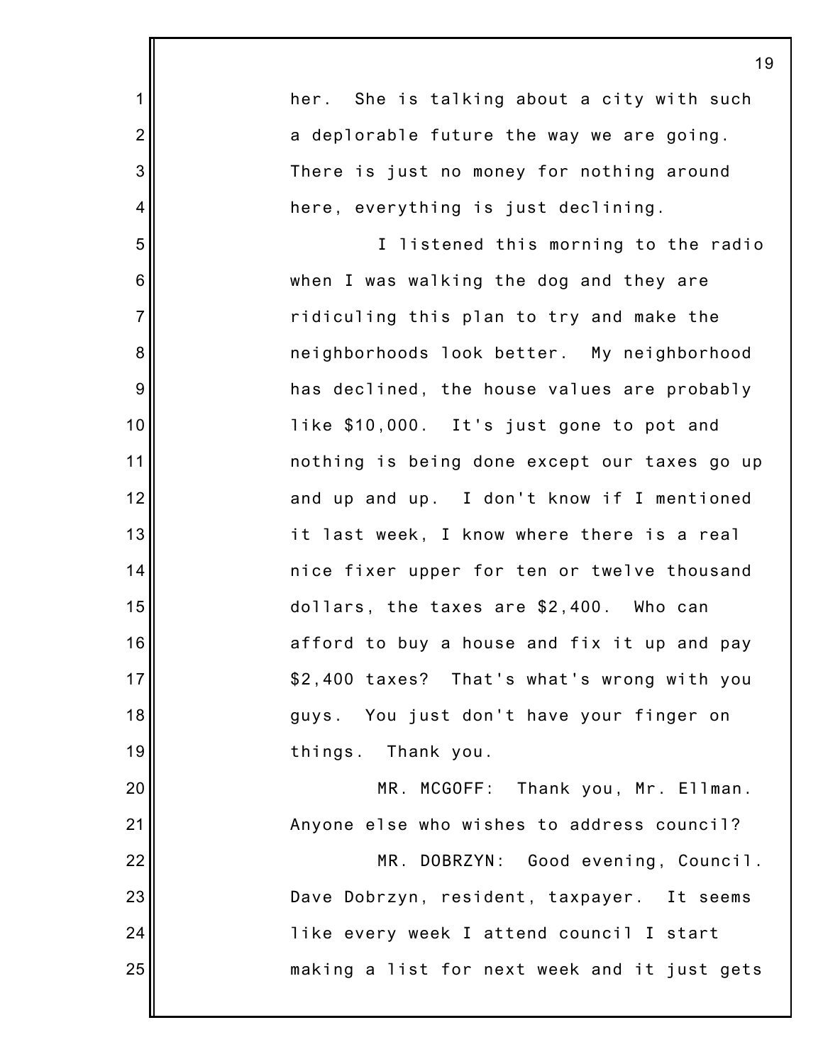her. She is talking about a city with such a deplorable future the way we are going. There is just no money for nothing around here, everything is just declining.

I listened this morning to the radio when I was walking the dog and they are ridiculing this plan to try and make the neighborhoods look better. My neighborhood has declined, the house values are probably like $10,000. It's just gone to pot and nothing is being done except our taxes go up and up and up. I don't know if I mentioned it last week, I know where there is a real nice fixer upper for ten or twelve thousand dollars, the taxes are $2,400. Who can afford to buy a house and fix it up and pay $2,400 taxes? That's what's wrong with you guys. You just don't have your finger on things. Thank you.

MR. MCGOFF: Thank you, Mr. Ellman. Anyone else who wishes to address council?

MR. DOBRZYN: Good evening, Council. Dave Dobrzyn, resident, taxpayer. It seems like every week I attend council I start making a list for next week and it just gets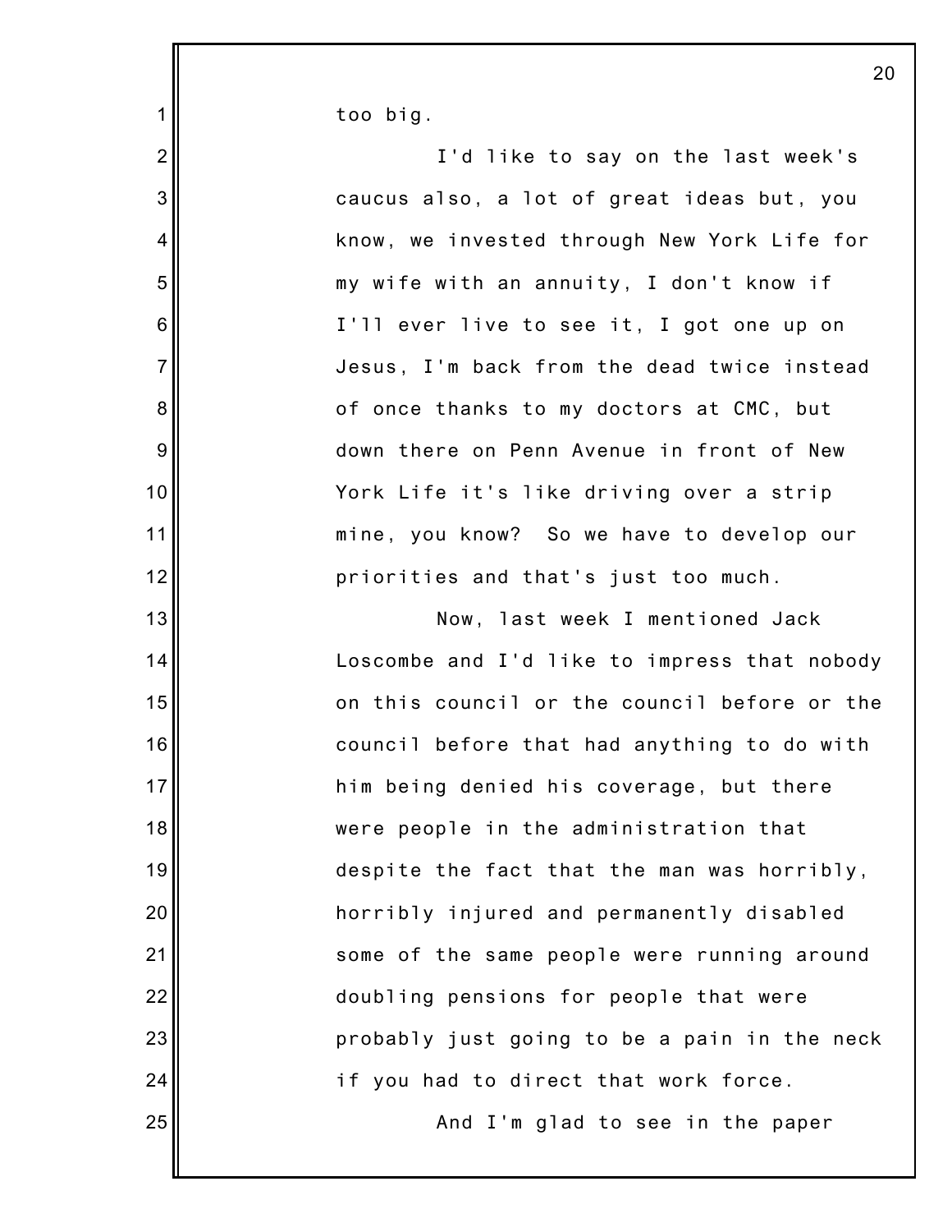too big.

I'd like to say on the last week's caucus also, a lot of great ideas but, you know, we invested through New York Life for my wife with an annuity, I don't know if I'll ever live to see it, I got one up on Jesus, I'm back from the dead twice instead of once thanks to my doctors at CMC, but down there on Penn Avenue in front of New York Life it's like driving over a strip mine, you know? So we have to develop our priorities and that's just too much.

Now, last week I mentioned Jack Loscombe and I'd like to impress that nobody on this council or the council before or the council before that had anything to do with him being denied his coverage, but there were people in the administration that despite the fact that the man was horribly, horribly injured and permanently disabled some of the same people were running around doubling pensions for people that were probably just going to be a pain in the neck if you had to direct that work force.

And I'm glad to see in the paper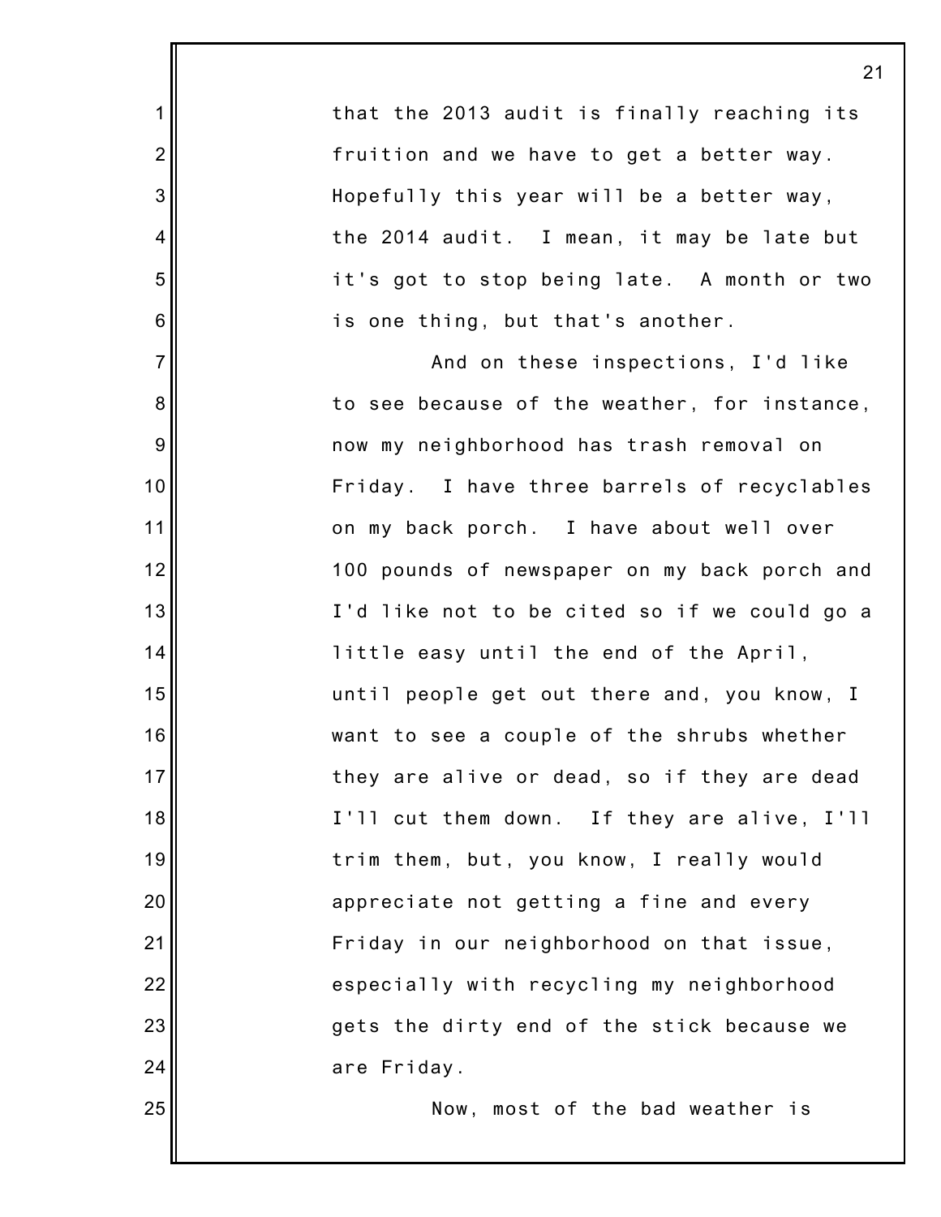that the 2013 audit is finally reaching its fruition and we have to get a better way. Hopefully this year will be a better way, the 2014 audit. I mean, it may be late but it's got to stop being late. A month or two is one thing, but that's another.

And on these inspections, I'd like to see because of the weather, for instance, now my neighborhood has trash removal on Friday. I have three barrels of recyclables on my back porch. I have about well over 100 pounds of newspaper on my back porch and I'd like not to be cited so if we could go a little easy until the end of the April, until people get out there and, you know, I want to see a couple of the shrubs whether they are alive or dead, so if they are dead I'll cut them down. If they are alive, I'll trim them, but, you know, I really would appreciate not getting a fine and every Friday in our neighborhood on that issue, especially with recycling my neighborhood gets the dirty end of the stick because we are Friday.

Now, most of the bad weather is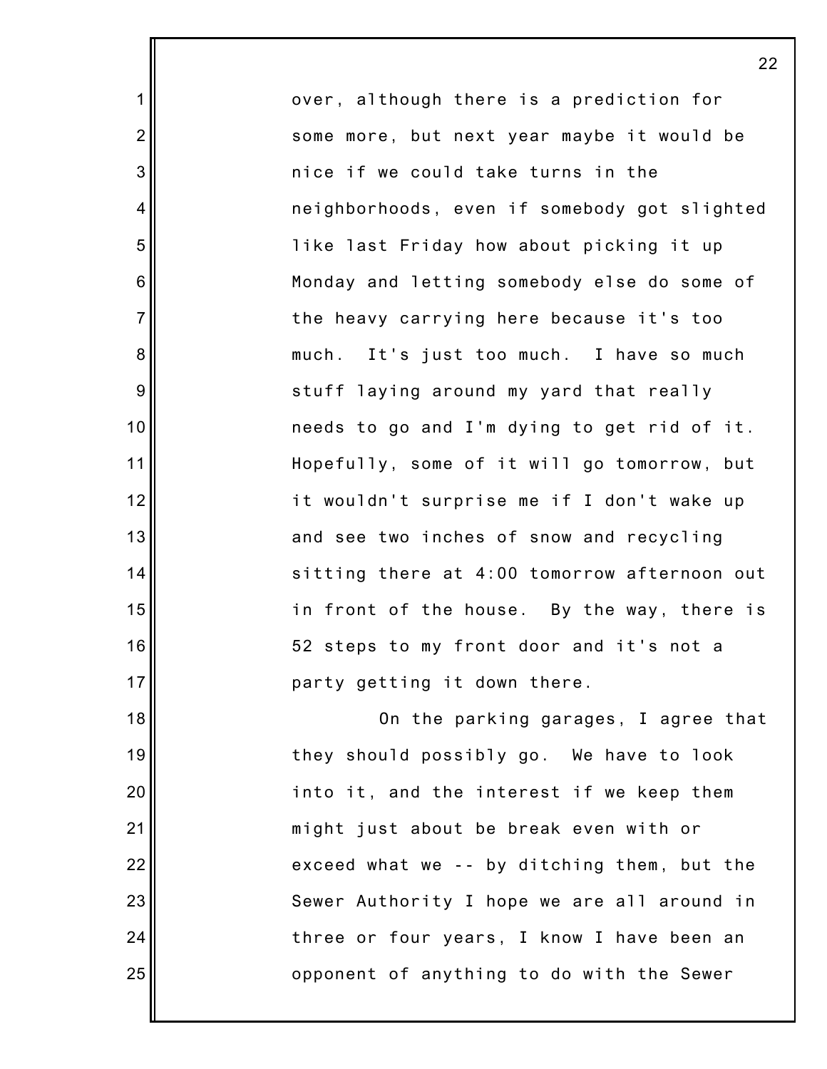over, although there is a prediction for some more, but next year maybe it would be nice if we could take turns in the neighborhoods, even if somebody got slighted like last Friday how about picking it up Monday and letting somebody else do some of the heavy carrying here because it's too much. It's just too much. I have so much stuff laying around my yard that really needs to go and I'm dying to get rid of it. Hopefully, some of it will go tomorrow, but it wouldn't surprise me if I don't wake up and see two inches of snow and recycling sitting there at 4:00 tomorrow afternoon out in front of the house. By the way, there is 52 steps to my front door and it's not a party getting it down there.

On the parking garages, I agree that they should possibly go. We have to look into it, and the interest if we keep them might just about be break even with or exceed what we -- by ditching them, but the Sewer Authority I hope we are all around in three or four years, I know I have been an opponent of anything to do with the Sewer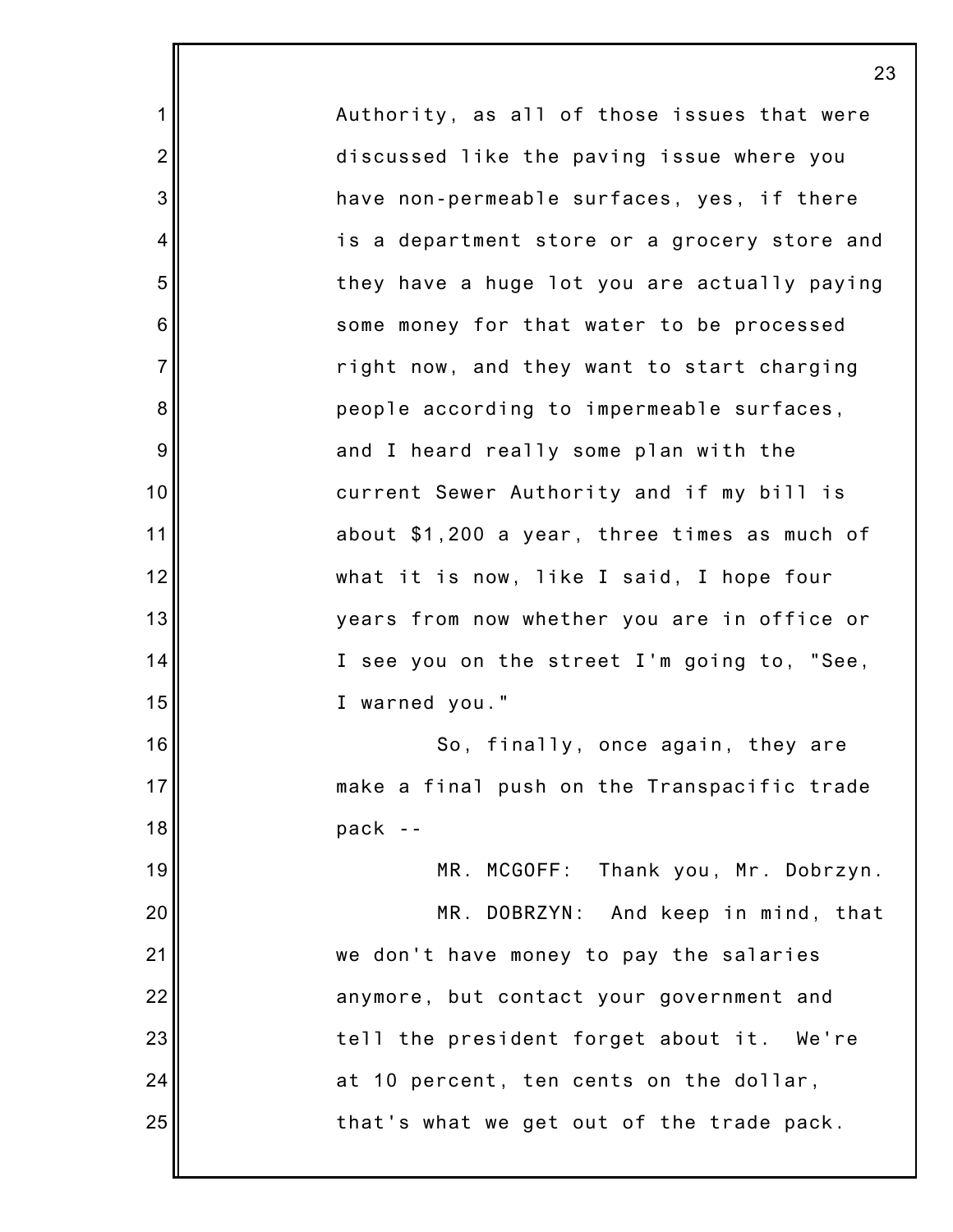Authority, as all of those issues that were discussed like the paving issue where you have non-permeable surfaces, yes, if there is a department store or a grocery store and they have a huge lot you are actually paying some money for that water to be processed right now, and they want to start charging people according to impermeable surfaces, and I heard really some plan with the current Sewer Authority and if my bill is about $1,200 a year, three times as much of what it is now, like I said, I hope four years from now whether you are in office or I see you on the street I'm going to, "See, I warned you."

So, finally, once again, they are make a final push on the Transpacific trade pack --

MR. MCGOFF: Thank you, Mr. Dobrzyn.

MR. DOBRZYN: And keep in mind, that we don't have money to pay the salaries anymore, but contact your government and tell the president forget about it. We're at 10 percent, ten cents on the dollar, that's what we get out of the trade pack.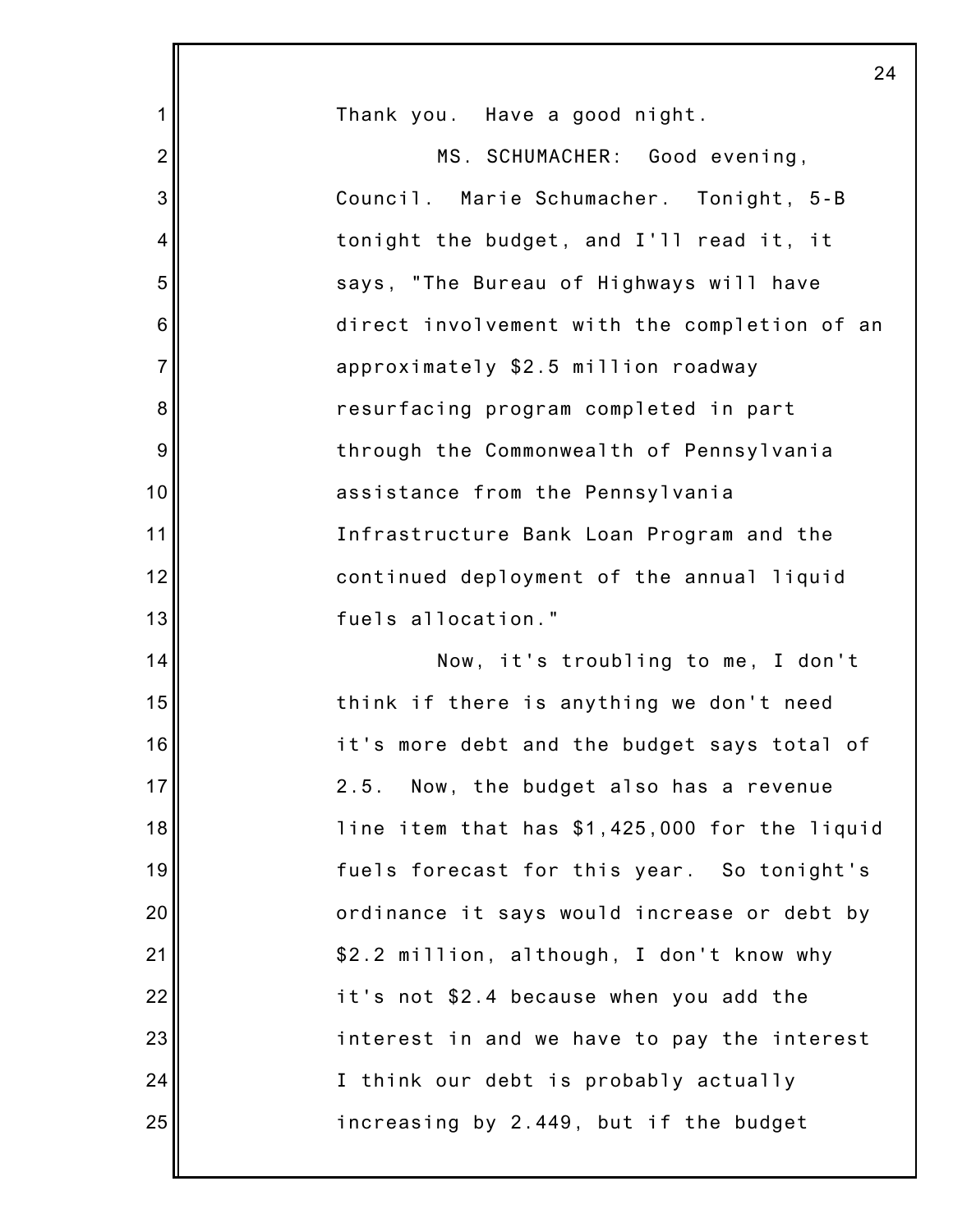Thank you. Have a good night.

MS. SCHUMACHER: Good evening, Council. Marie Schumacher. Tonight, 5-B tonight the budget, and I'll read it, it says, "The Bureau of Highways will have direct involvement with the completion of an approximately $2.5 million roadway resurfacing program completed in part through the Commonwealth of Pennsylvania assistance from the Pennsylvania Infrastructure Bank Loan Program and the continued deployment of the annual liquid fuels allocation."

Now, it's troubling to me, I don't think if there is anything we don't need it's more debt and the budget says total of 2.5. Now, the budget also has a revenue line item that has $1,425,000 for the liquid fuels forecast for this year. So tonight's ordinance it says would increase or debt by $2.2 million, although, I don't know why it's not $2.4 because when you add the interest in and we have to pay the interest I think our debt is probably actually increasing by 2.449, but if the budget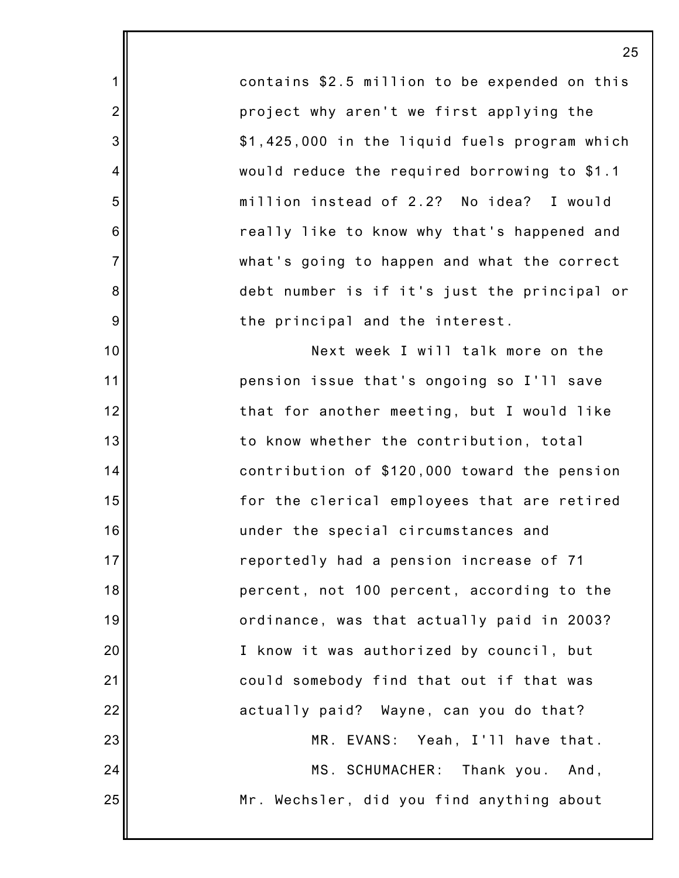contains $2.5 million to be expended on this project why aren't we first applying the $1,425,000 in the liquid fuels program which would reduce the required borrowing to $1.1 million instead of 2.2? No idea? I would really like to know why that's happened and what's going to happen and what the correct debt number is if it's just the principal or the principal and the interest.

Next week I will talk more on the pension issue that's ongoing so I'll save that for another meeting, but I would like to know whether the contribution, total contribution of $120,000 toward the pension for the clerical employees that are retired under the special circumstances and reportedly had a pension increase of 71 percent, not 100 percent, according to the ordinance, was that actually paid in 2003? I know it was authorized by council, but could somebody find that out if that was actually paid? Wayne, can you do that?

MR. EVANS: Yeah, I'll have that.

MS. SCHUMACHER: Thank you. And, Mr. Wechsler, did you find anything about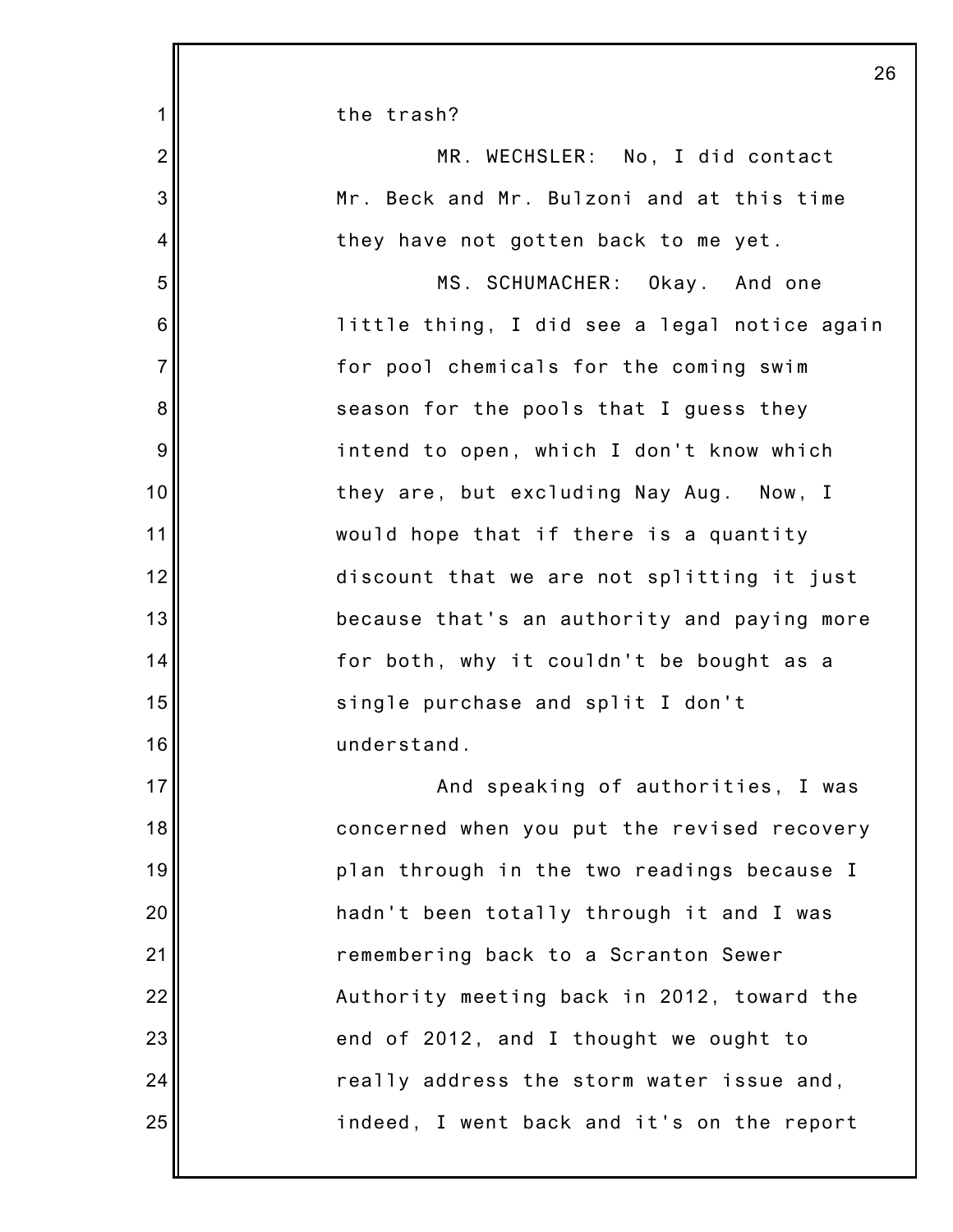the trash?

MR. WECHSLER: No, I did contact Mr. Beck and Mr. Bulzoni and at this time they have not gotten back to me yet.

MS. SCHUMACHER: Okay. And one little thing, I did see a legal notice again for pool chemicals for the coming swim season for the pools that I guess they intend to open, which I don't know which they are, but excluding Nay Aug. Now, I would hope that if there is a quantity discount that we are not splitting it just because that's an authority and paying more for both, why it couldn't be bought as a single purchase and split I don't understand.

And speaking of authorities, I was concerned when you put the revised recovery plan through in the two readings because I hadn't been totally through it and I was remembering back to a Scranton Sewer Authority meeting back in 2012, toward the end of 2012, and I thought we ought to really address the storm water issue and, indeed, I went back and it's on the report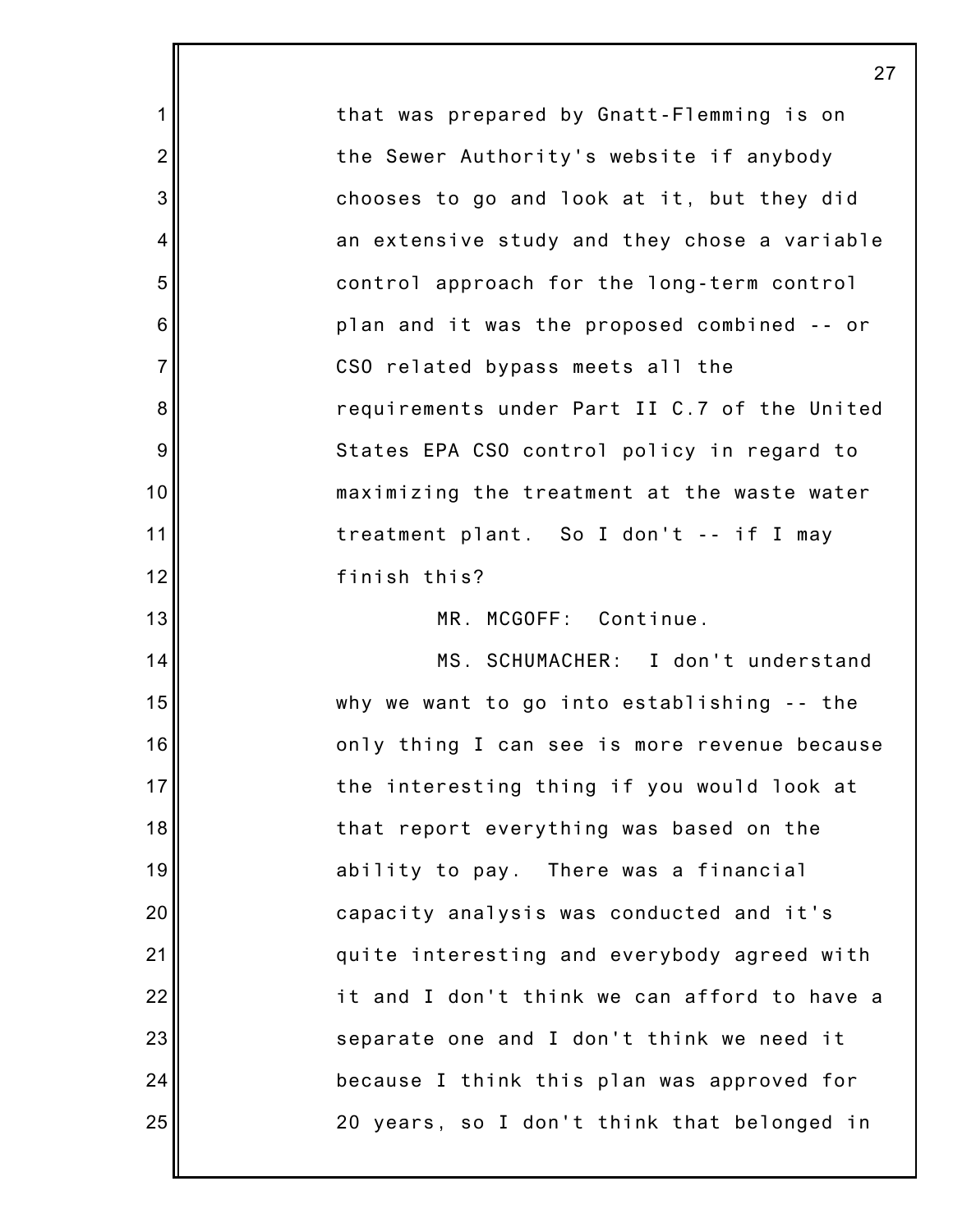that was prepared by Gnatt-Flemming is on the Sewer Authority's website if anybody chooses to go and look at it, but they did an extensive study and they chose a variable control approach for the long-term control plan and it was the proposed combined -- or CSO related bypass meets all the requirements under Part II C.7 of the United States EPA CSO control policy in regard to maximizing the treatment at the waste water treatment plant. So I don't -- if I may finish this?

MR. MCGOFF: Continue.

MS. SCHUMACHER: I don't understand why we want to go into establishing -- the only thing I can see is more revenue because the interesting thing if you would look at that report everything was based on the ability to pay. There was a financial capacity analysis was conducted and it's quite interesting and everybody agreed with it and I don't think we can afford to have a separate one and I don't think we need it because I think this plan was approved for 20 years, so I don't think that belonged in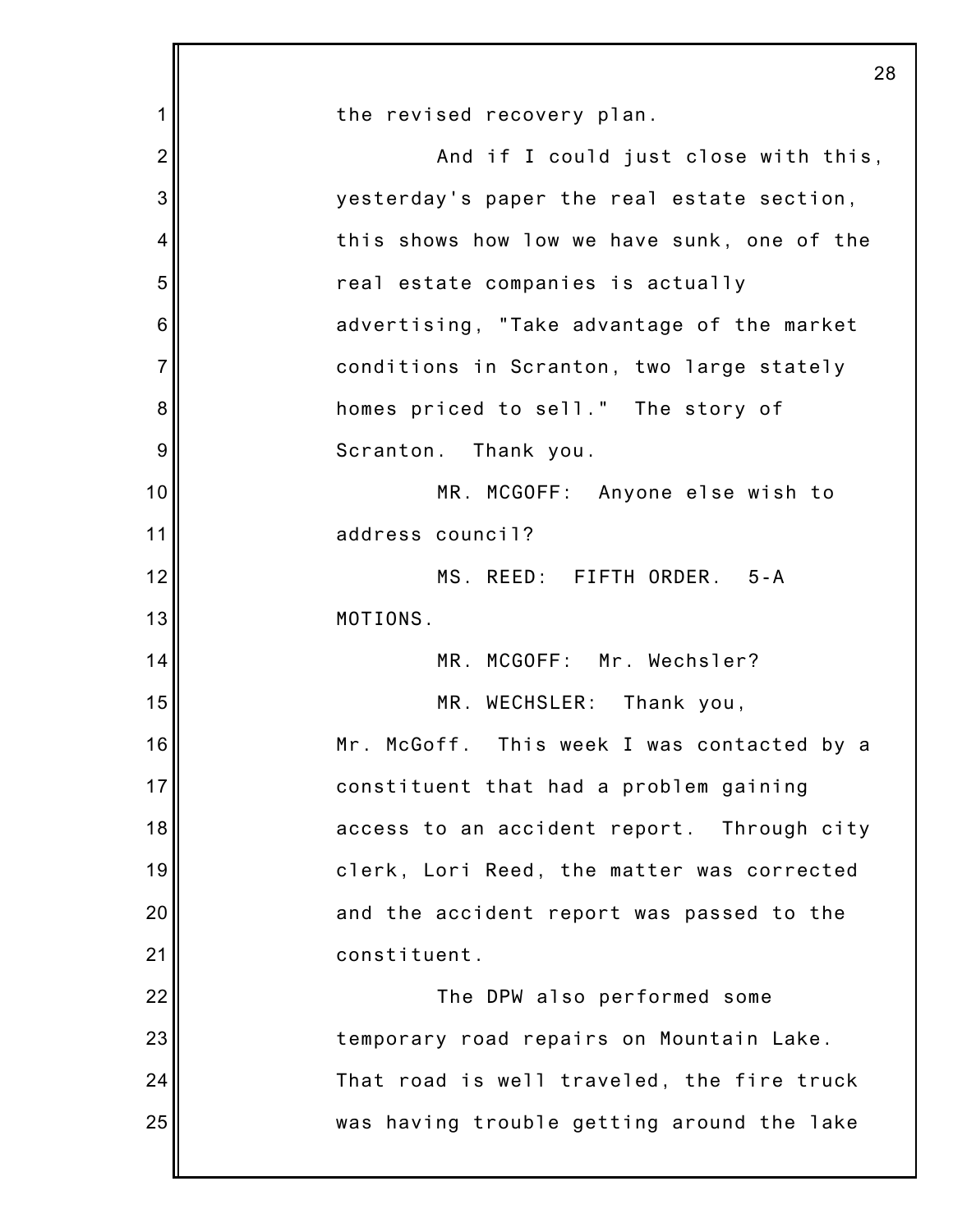the revised recovery plan.

And if I could just close with this, yesterday's paper the real estate section, this shows how low we have sunk, one of the real estate companies is actually advertising, "Take advantage of the market conditions in Scranton, two large stately homes priced to sell." The story of Scranton. Thank you.

MR. MCGOFF: Anyone else wish to address council?

MS. REED: FIFTH ORDER. 5-A MOTIONS.

MR. MCGOFF: Mr. Wechsler?

MR. WECHSLER: Thank you, Mr. McGoff. This week I was contacted by a constituent that had a problem gaining access to an accident report. Through city clerk, Lori Reed, the matter was corrected and the accident report was passed to the constituent.

The DPW also performed some temporary road repairs on Mountain Lake. That road is well traveled, the fire truck was having trouble getting around the lake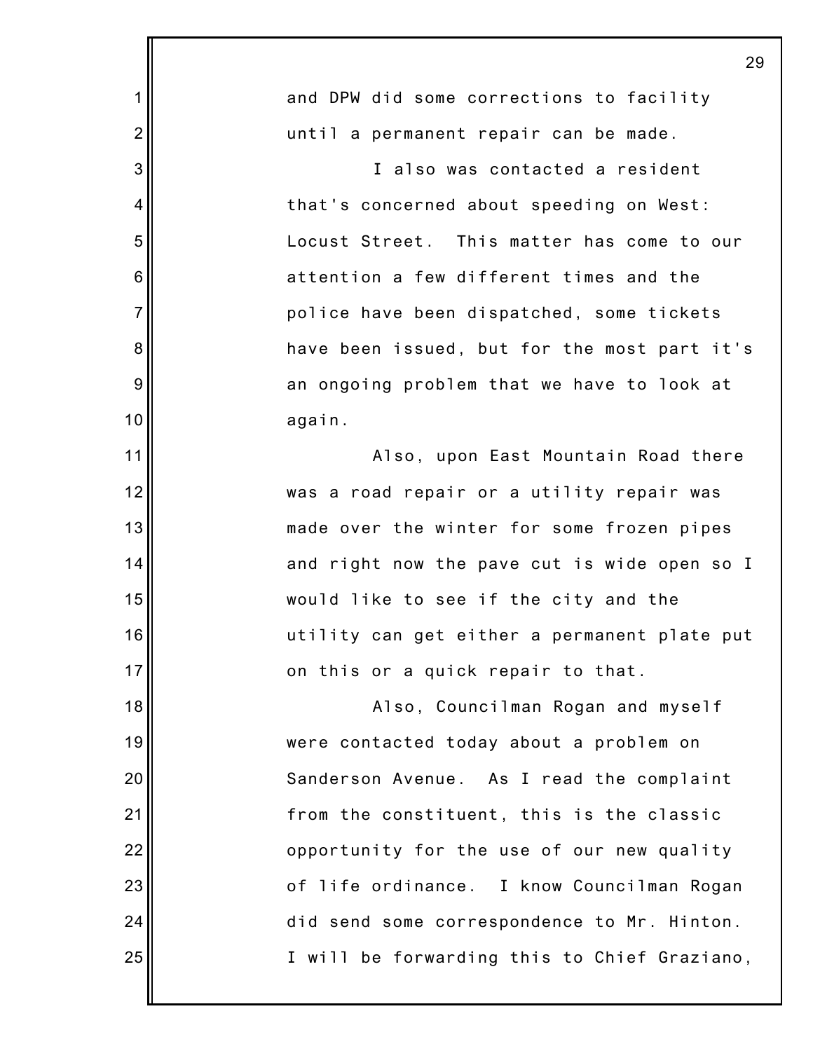and DPW did some corrections to facility until a permanent repair can be made.

I also was contacted a resident that's concerned about speeding on West: Locust Street. This matter has come to our attention a few different times and the police have been dispatched, some tickets have been issued, but for the most part it's an ongoing problem that we have to look at again.

Also, upon East Mountain Road there was a road repair or a utility repair was made over the winter for some frozen pipes and right now the pave cut is wide open so I would like to see if the city and the utility can get either a permanent plate put on this or a quick repair to that.

Also, Councilman Rogan and myself were contacted today about a problem on Sanderson Avenue. As I read the complaint from the constituent, this is the classic opportunity for the use of our new quality of life ordinance. I know Councilman Rogan did send some correspondence to Mr. Hinton. I will be forwarding this to Chief Graziano,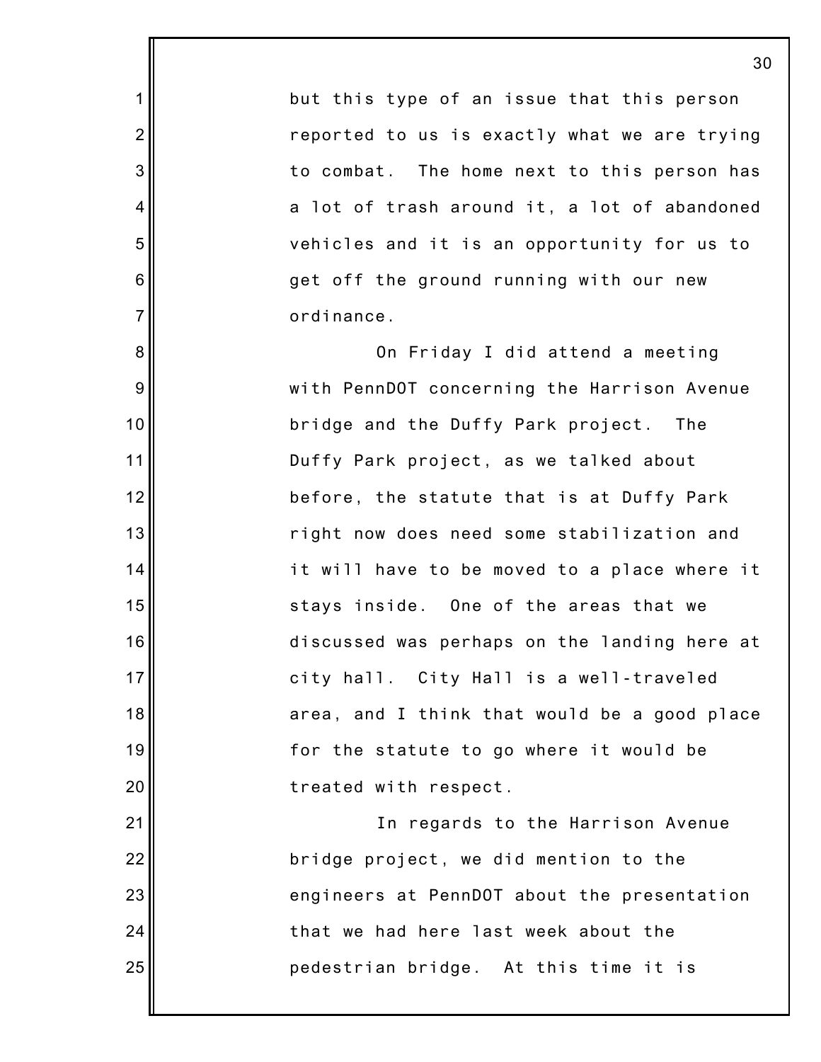but this type of an issue that this person reported to us is exactly what we are trying to combat. The home next to this person has a lot of trash around it, a lot of abandoned vehicles and it is an opportunity for us to get off the ground running with our new ordinance.

On Friday I did attend a meeting with PennDOT concerning the Harrison Avenue bridge and the Duffy Park project. The Duffy Park project, as we talked about before, the statute that is at Duffy Park right now does need some stabilization and it will have to be moved to a place where it stays inside. One of the areas that we discussed was perhaps on the landing here at city hall. City Hall is a well-traveled area, and I think that would be a good place for the statute to go where it would be treated with respect.

In regards to the Harrison Avenue bridge project, we did mention to the engineers at PennDOT about the presentation that we had here last week about the pedestrian bridge. At this time it is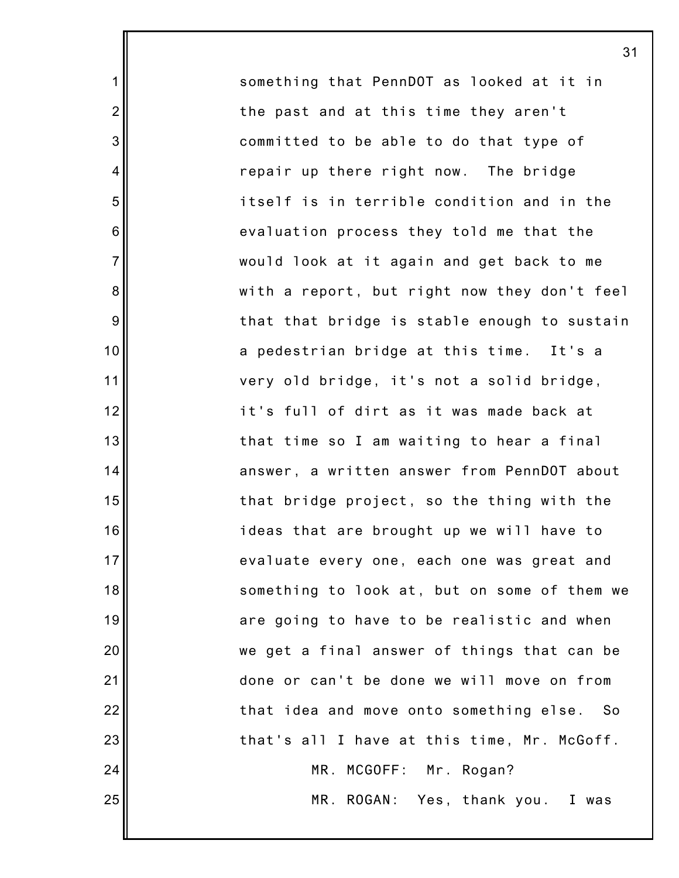something that PennDOT as looked at it in the past and at this time they aren't committed to be able to do that type of repair up there right now. The bridge itself is in terrible condition and in the evaluation process they told me that the would look at it again and get back to me with a report, but right now they don't feel that that bridge is stable enough to sustain a pedestrian bridge at this time. It's a very old bridge, it's not a solid bridge, it's full of dirt as it was made back at that time so I am waiting to hear a final answer, a written answer from PennDOT about that bridge project, so the thing with the ideas that are brought up we will have to evaluate every one, each one was great and something to look at, but on some of them we are going to have to be realistic and when we get a final answer of things that can be done or can't be done we will move on from that idea and move onto something else. So that's all I have at this time, Mr. McGoff.

MR. MCGOFF: Mr. Rogan?

MR. ROGAN: Yes, thank you. I was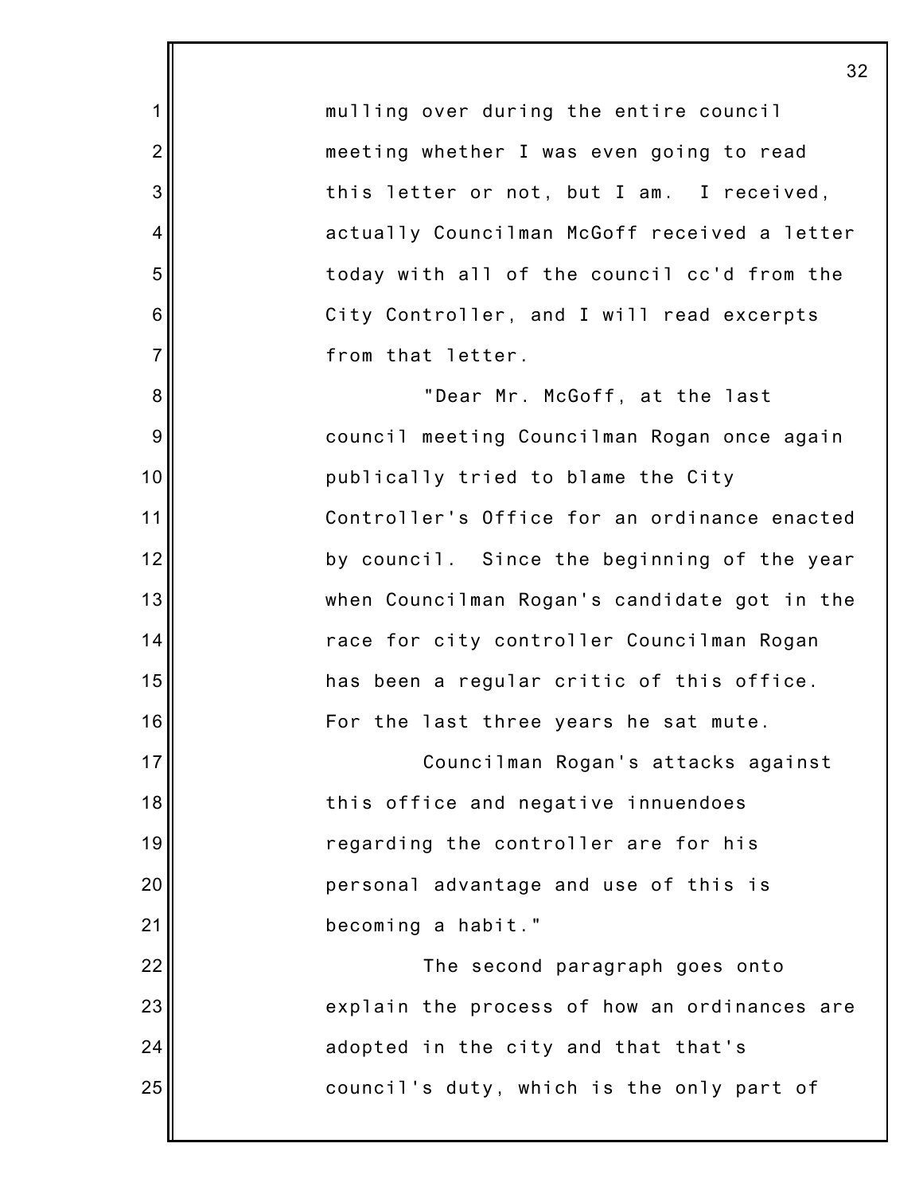mulling over during the entire council meeting whether I was even going to read this letter or not, but I am. I received, actually Councilman McGoff received a letter today with all of the council cc'd from the City Controller, and I will read excerpts from that letter.

"Dear Mr. McGoff, at the last council meeting Councilman Rogan once again publically tried to blame the City Controller's Office for an ordinance enacted by council. Since the beginning of the year when Councilman Rogan's candidate got in the race for city controller Councilman Rogan has been a regular critic of this office. For the last three years he sat mute.

Councilman Rogan's attacks against this office and negative innuendoes regarding the controller are for his personal advantage and use of this is becoming a habit."

The second paragraph goes onto explain the process of how an ordinances are adopted in the city and that that's council's duty, which is the only part of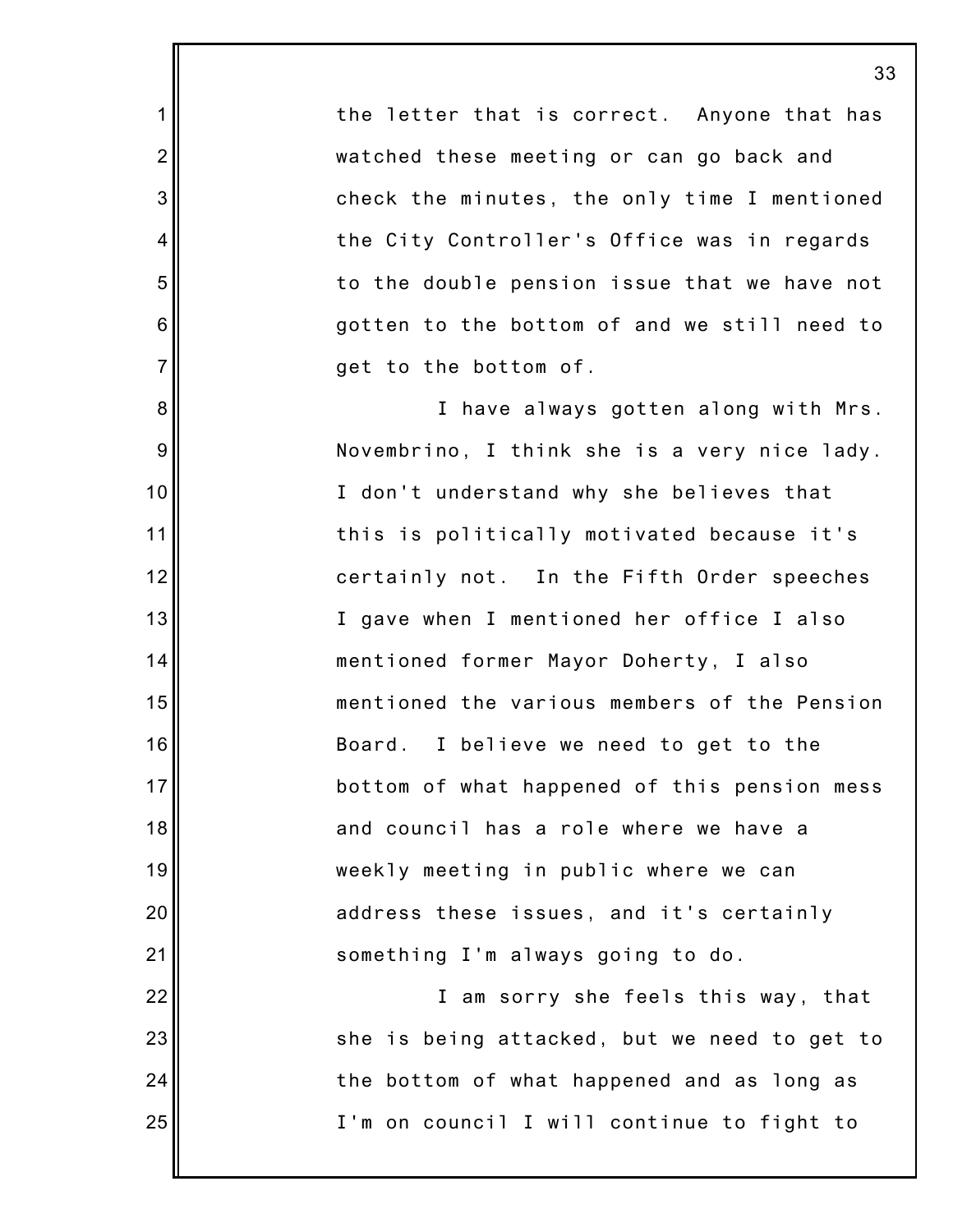the letter that is correct. Anyone that has watched these meeting or can go back and check the minutes, the only time I mentioned the City Controller's Office was in regards to the double pension issue that we have not gotten to the bottom of and we still need to get to the bottom of.

I have always gotten along with Mrs. Novembrino, I think she is a very nice lady. I don't understand why she believes that this is politically motivated because it's certainly not. In the Fifth Order speeches I gave when I mentioned her office I also mentioned former Mayor Doherty, I also mentioned the various members of the Pension Board. I believe we need to get to the bottom of what happened of this pension mess and council has a role where we have a weekly meeting in public where we can address these issues, and it's certainly something I'm always going to do.

I am sorry she feels this way, that she is being attacked, but we need to get to the bottom of what happened and as long as I'm on council I will continue to fight to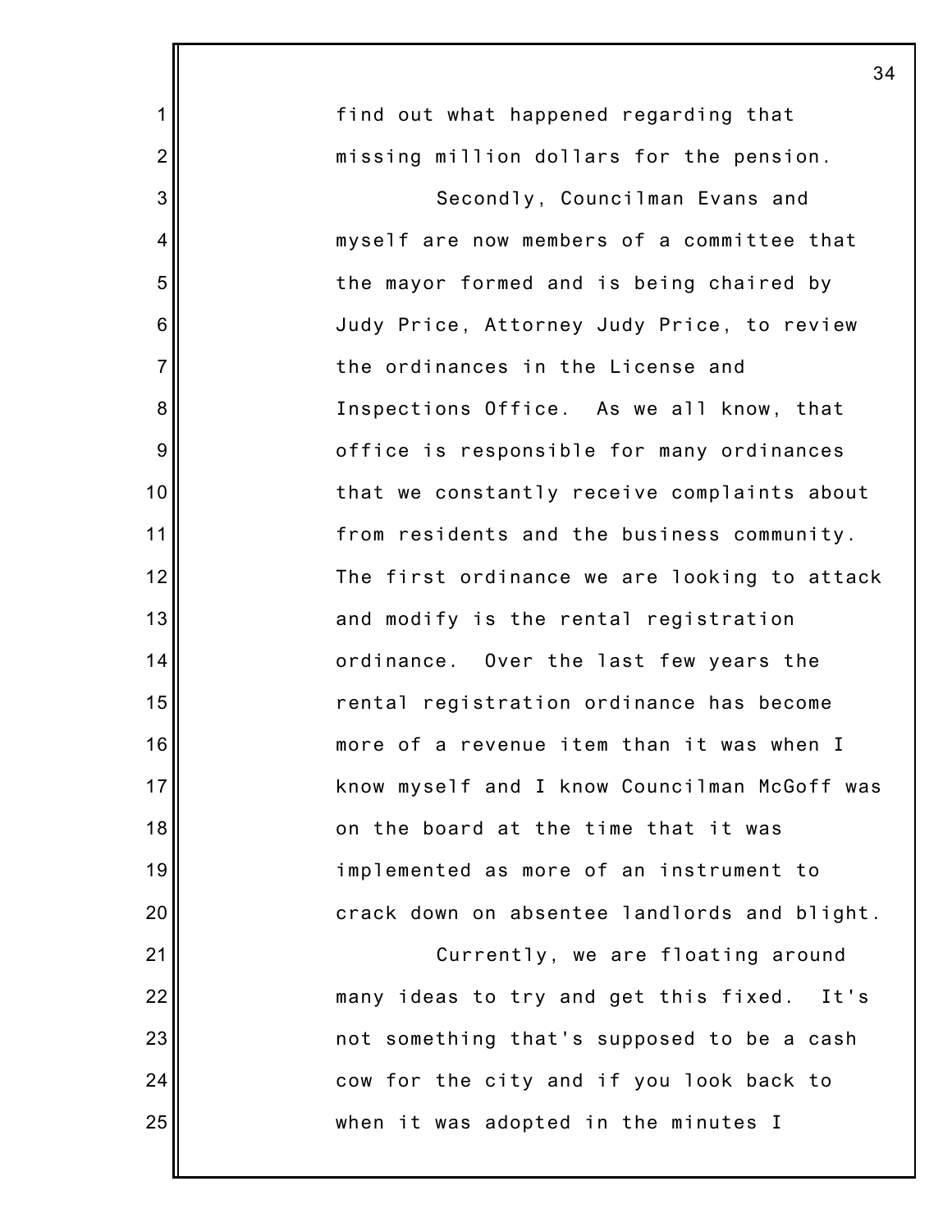find out what happened regarding that missing million dollars for the pension.

Secondly, Councilman Evans and myself are now members of a committee that the mayor formed and is being chaired by Judy Price, Attorney Judy Price, to review the ordinances in the License and Inspections Office. As we all know, that office is responsible for many ordinances that we constantly receive complaints about from residents and the business community. The first ordinance we are looking to attack and modify is the rental registration ordinance. Over the last few years the rental registration ordinance has become more of a revenue item than it was when I know myself and I know Councilman McGoff was on the board at the time that it was implemented as more of an instrument to crack down on absentee landlords and blight.

Currently, we are floating around many ideas to try and get this fixed. It's not something that's supposed to be a cash cow for the city and if you look back to when it was adopted in the minutes I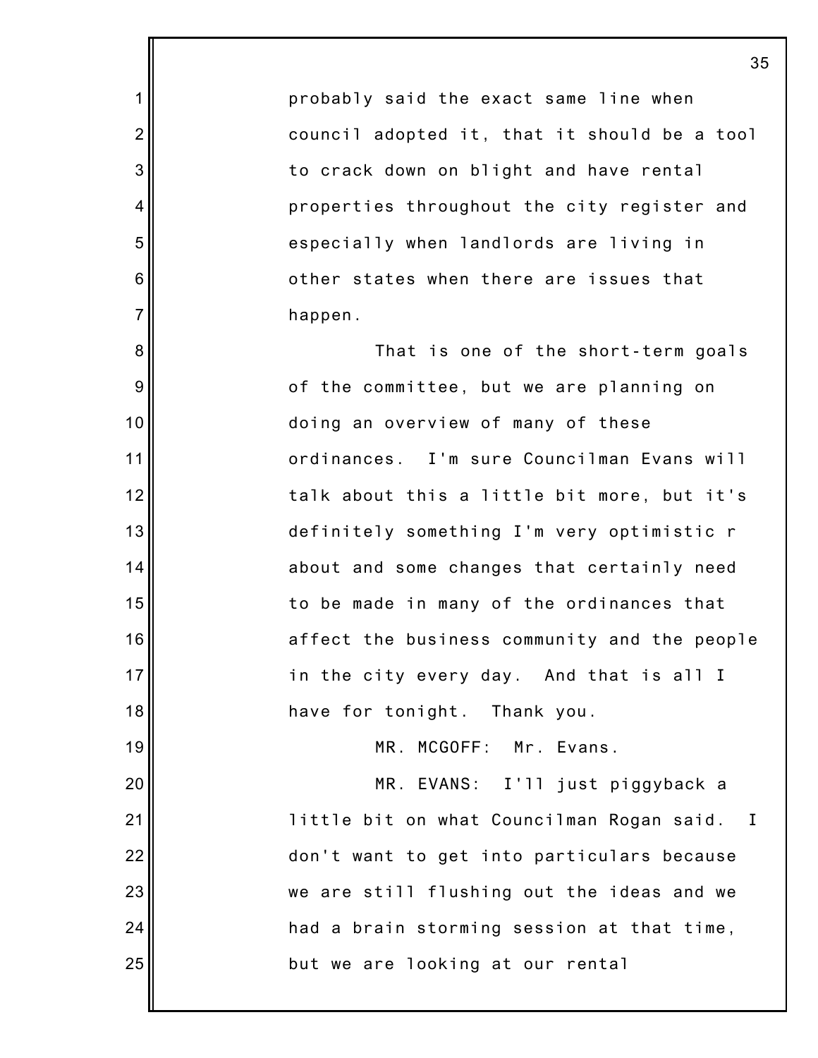probably said the exact same line when council adopted it, that it should be a tool to crack down on blight and have rental properties throughout the city register and especially when landlords are living in other states when there are issues that happen.

That is one of the short-term goals of the committee, but we are planning on doing an overview of many of these ordinances. I'm sure Councilman Evans will talk about this a little bit more, but it's definitely something I'm very optimistic r about and some changes that certainly need to be made in many of the ordinances that affect the business community and the people in the city every day. And that is all I have for tonight. Thank you.

MR. MCGOFF: Mr. Evans.

MR. EVANS: I'll just piggyback a little bit on what Councilman Rogan said. I don't want to get into particulars because we are still flushing out the ideas and we had a brain storming session at that time, but we are looking at our rental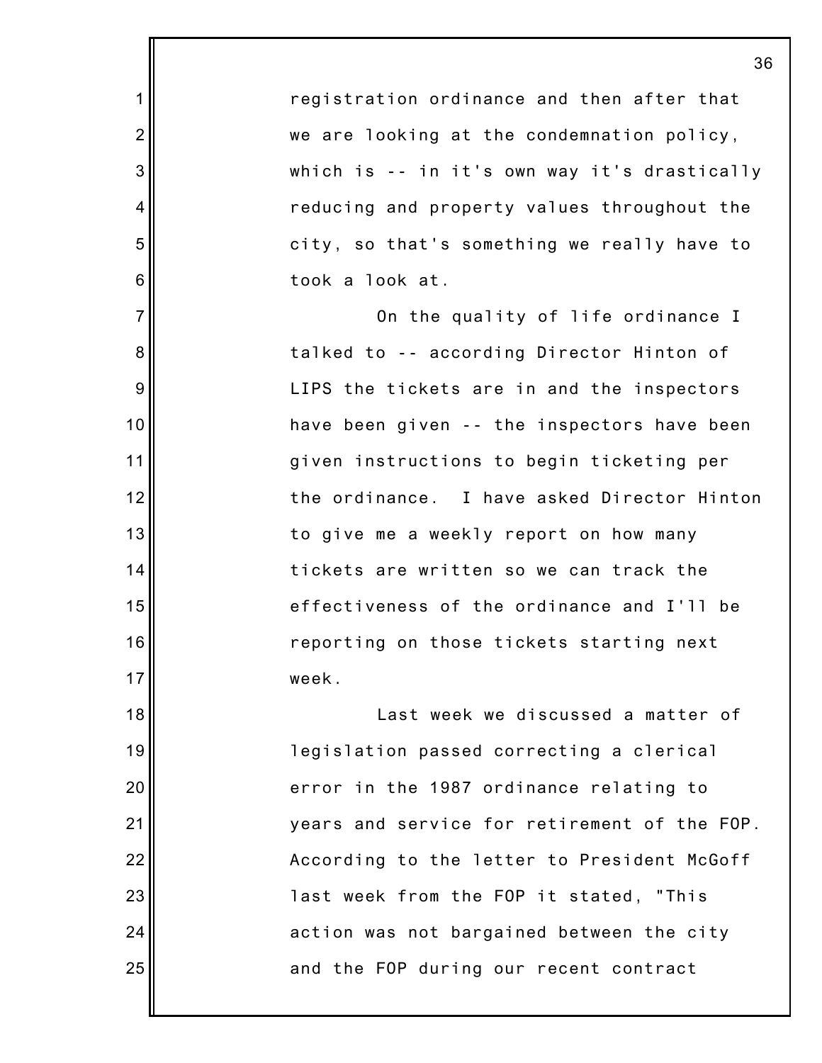registration ordinance and then after that we are looking at the condemnation policy, which is -- in it's own way it's drastically reducing and property values throughout the city, so that's something we really have to took a look at.

On the quality of life ordinance I talked to -- according Director Hinton of LIPS the tickets are in and the inspectors have been given -- the inspectors have been given instructions to begin ticketing per the ordinance. I have asked Director Hinton to give me a weekly report on how many tickets are written so we can track the effectiveness of the ordinance and I'll be reporting on those tickets starting next week.

Last week we discussed a matter of legislation passed correcting a clerical error in the 1987 ordinance relating to years and service for retirement of the FOP. According to the letter to President McGoff last week from the FOP it stated, "This action was not bargained between the city and the FOP during our recent contract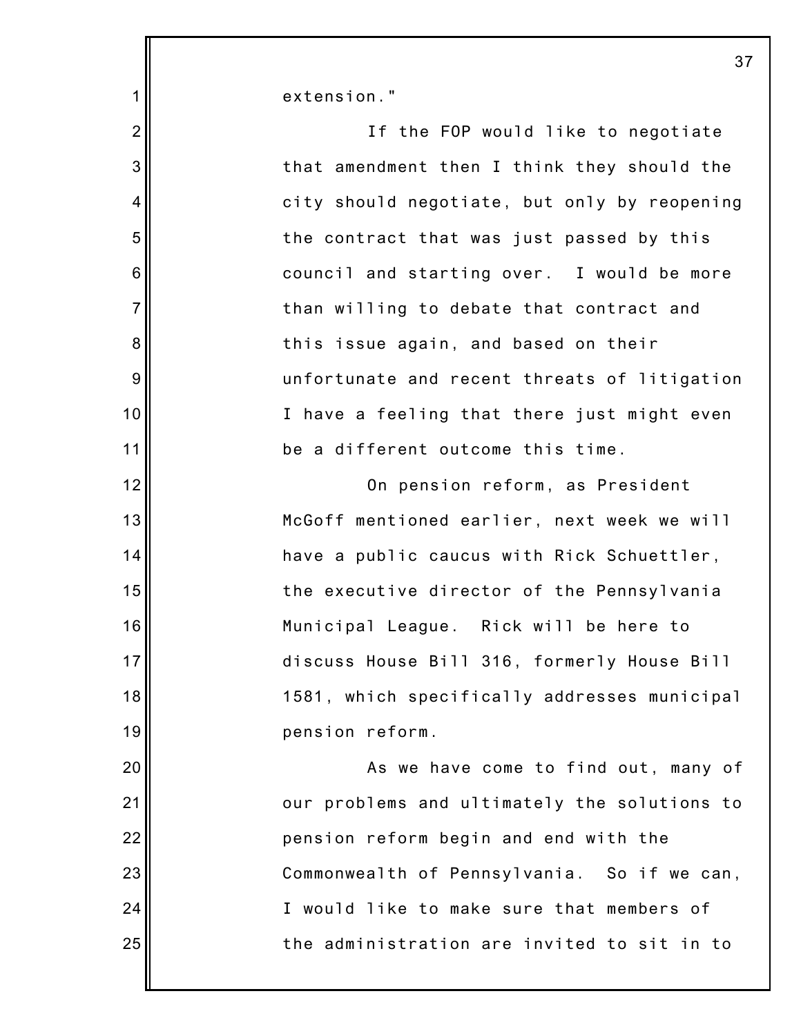extension."

If the FOP would like to negotiate that amendment then I think they should the city should negotiate, but only by reopening the contract that was just passed by this council and starting over. I would be more than willing to debate that contract and this issue again, and based on their unfortunate and recent threats of litigation I have a feeling that there just might even be a different outcome this time.

On pension reform, as President McGoff mentioned earlier, next week we will have a public caucus with Rick Schuettler, the executive director of the Pennsylvania Municipal League. Rick will be here to discuss House Bill 316, formerly House Bill 1581, which specifically addresses municipal pension reform.

As we have come to find out, many of our problems and ultimately the solutions to pension reform begin and end with the Commonwealth of Pennsylvania. So if we can, I would like to make sure that members of the administration are invited to sit in to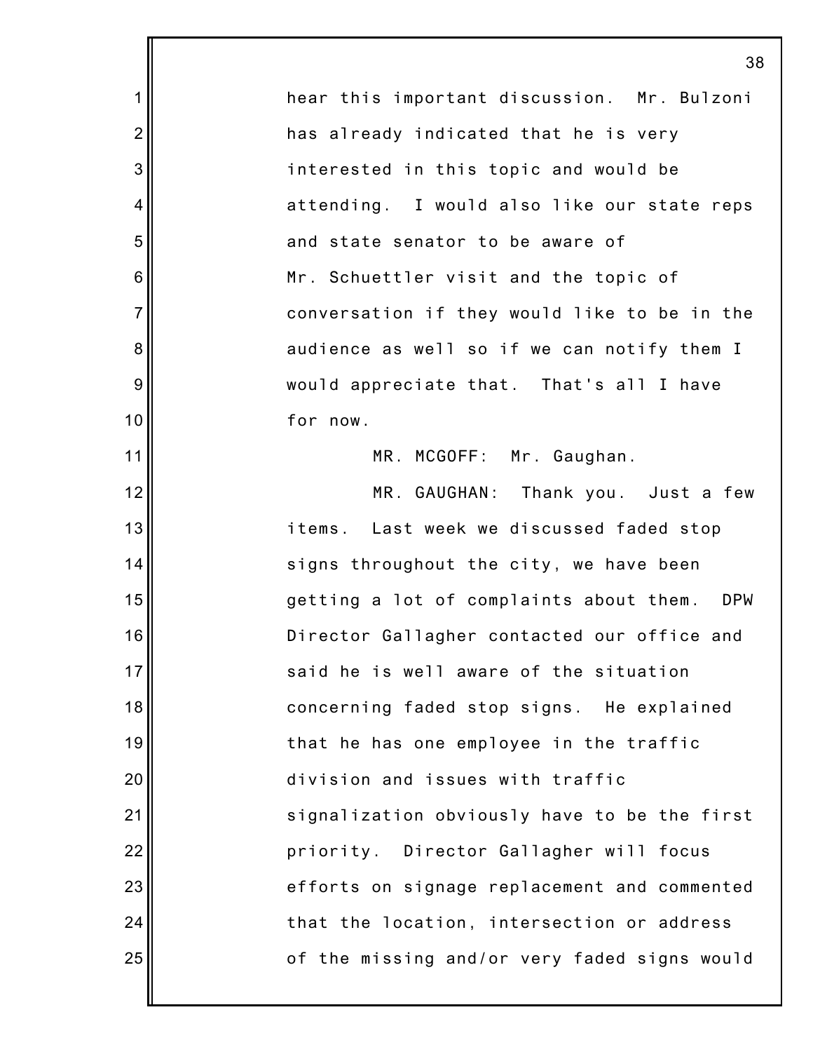hear this important discussion. Mr. Bulzoni has already indicated that he is very interested in this topic and would be attending. I would also like our state reps and state senator to be aware of Mr. Schuettler visit and the topic of conversation if they would like to be in the audience as well so if we can notify them I would appreciate that. That's all I have for now.

MR. MCGOFF: Mr. Gaughan.

MR. GAUGHAN: Thank you. Just a few items. Last week we discussed faded stop signs throughout the city, we have been getting a lot of complaints about them. DPW Director Gallagher contacted our office and said he is well aware of the situation concerning faded stop signs. He explained that he has one employee in the traffic division and issues with traffic signalization obviously have to be the first priority. Director Gallagher will focus efforts on signage replacement and commented that the location, intersection or address of the missing and/or very faded signs would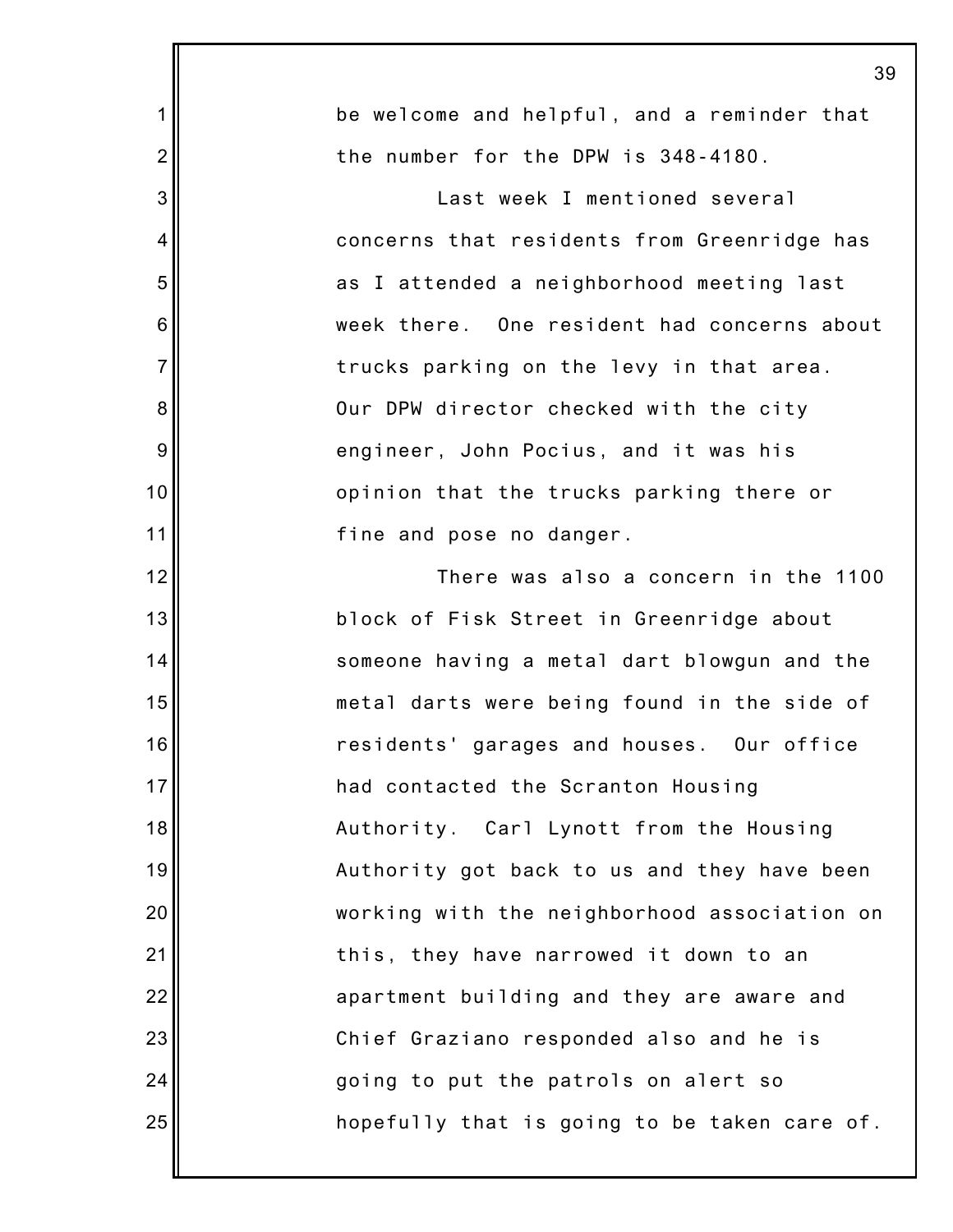be welcome and helpful, and a reminder that the number for the DPW is 348-4180.

Last week I mentioned several concerns that residents from Greenridge has as I attended a neighborhood meeting last week there. One resident had concerns about trucks parking on the levy in that area. Our DPW director checked with the city engineer, John Pocius, and it was his opinion that the trucks parking there or fine and pose no danger.

There was also a concern in the 1100 block of Fisk Street in Greenridge about someone having a metal dart blowgun and the metal darts were being found in the side of residents' garages and houses. Our office had contacted the Scranton Housing Authority. Carl Lynott from the Housing Authority got back to us and they have been working with the neighborhood association on this, they have narrowed it down to an apartment building and they are aware and Chief Graziano responded also and he is going to put the patrols on alert so hopefully that is going to be taken care of.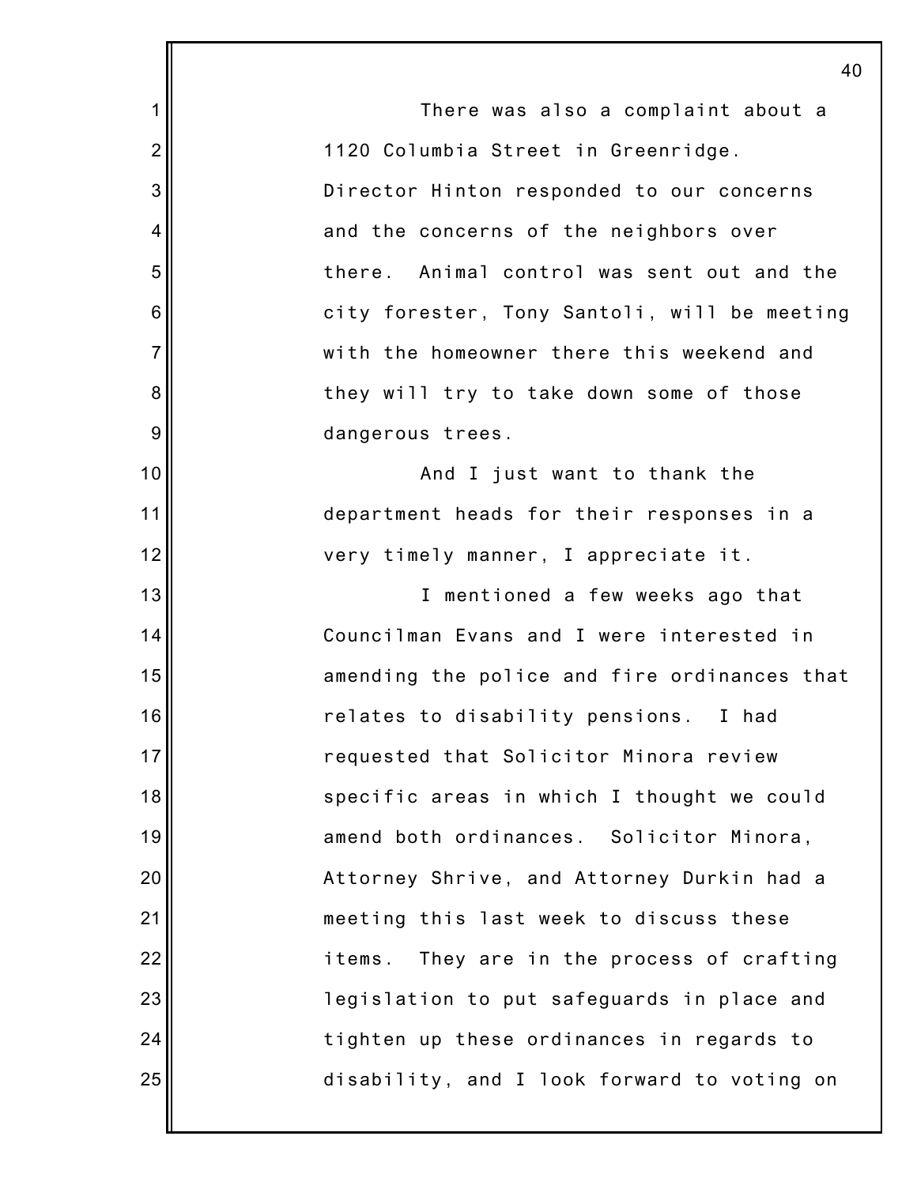There was also a complaint about a 1120 Columbia Street in Greenridge. Director Hinton responded to our concerns and the concerns of the neighbors over there. Animal control was sent out and the city forester, Tony Santoli, will be meeting with the homeowner there this weekend and they will try to take down some of those dangerous trees.

And I just want to thank the department heads for their responses in a very timely manner, I appreciate it.

I mentioned a few weeks ago that Councilman Evans and I were interested in amending the police and fire ordinances that relates to disability pensions. I had requested that Solicitor Minora review specific areas in which I thought we could amend both ordinances. Solicitor Minora, Attorney Shrive, and Attorney Durkin had a meeting this last week to discuss these items. They are in the process of crafting legislation to put safeguards in place and tighten up these ordinances in regards to disability, and I look forward to voting on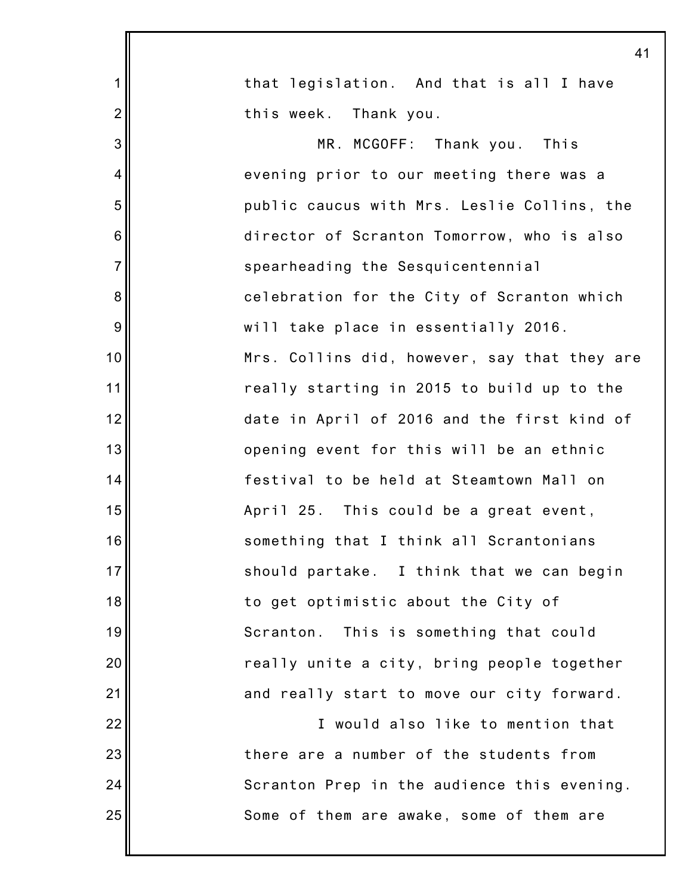that legislation. And that is all I have this week. Thank you.

MR. MCGOFF: Thank you. This evening prior to our meeting there was a public caucus with Mrs. Leslie Collins, the director of Scranton Tomorrow, who is also spearheading the Sesquicentennial celebration for the City of Scranton which will take place in essentially 2016. Mrs. Collins did, however, say that they are really starting in 2015 to build up to the date in April of 2016 and the first kind of opening event for this will be an ethnic festival to be held at Steamtown Mall on April 25. This could be a great event, something that I think all Scrantonians should partake. I think that we can begin to get optimistic about the City of Scranton. This is something that could really unite a city, bring people together and really start to move our city forward.

I would also like to mention that there are a number of the students from Scranton Prep in the audience this evening. Some of them are awake, some of them are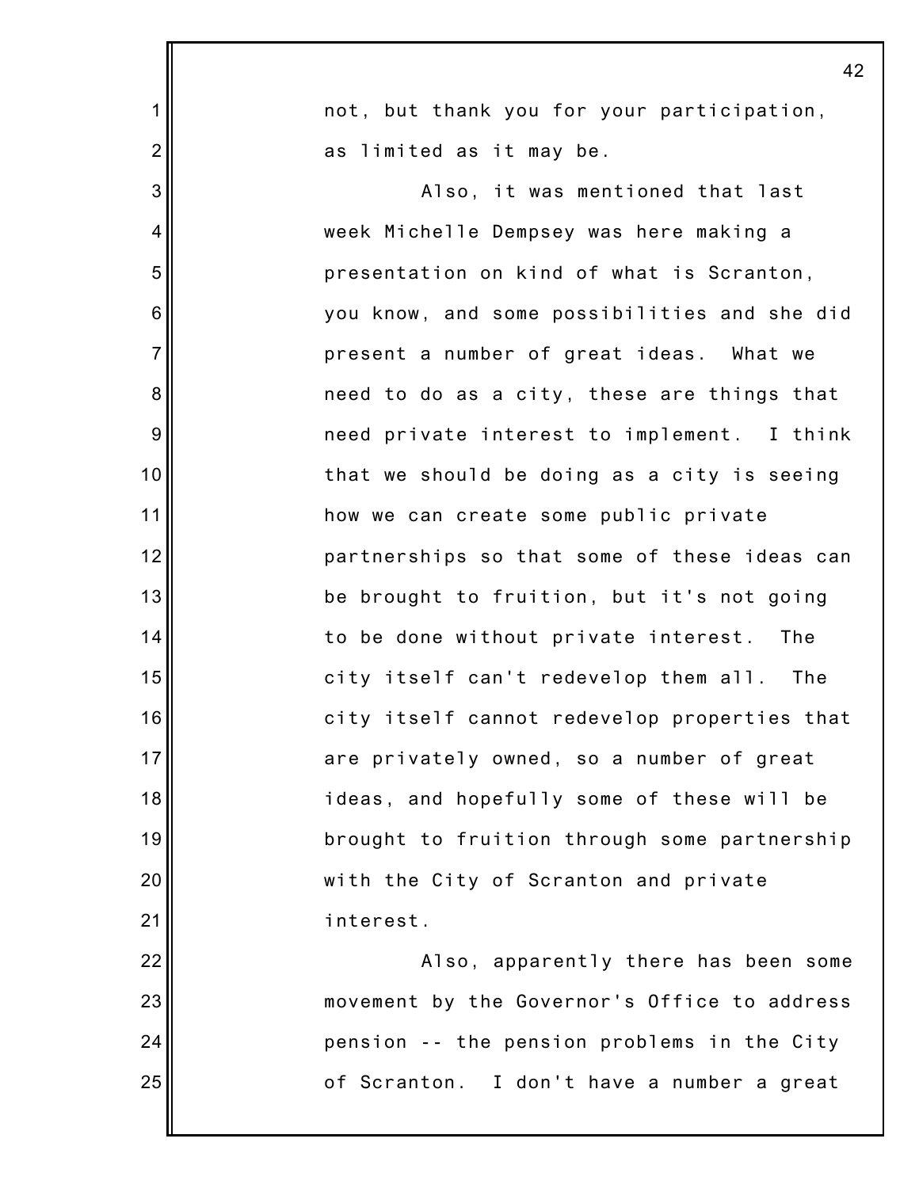not, but thank you for your participation, as limited as it may be.

Also, it was mentioned that last week Michelle Dempsey was here making a presentation on kind of what is Scranton, you know, and some possibilities and she did present a number of great ideas. What we need to do as a city, these are things that need private interest to implement. I think that we should be doing as a city is seeing how we can create some public private partnerships so that some of these ideas can be brought to fruition, but it's not going to be done without private interest. The city itself can't redevelop them all. The city itself cannot redevelop properties that are privately owned, so a number of great ideas, and hopefully some of these will be brought to fruition through some partnership with the City of Scranton and private interest.

Also, apparently there has been some movement by the Governor's Office to address pension -- the pension problems in the City of Scranton. I don't have a number a great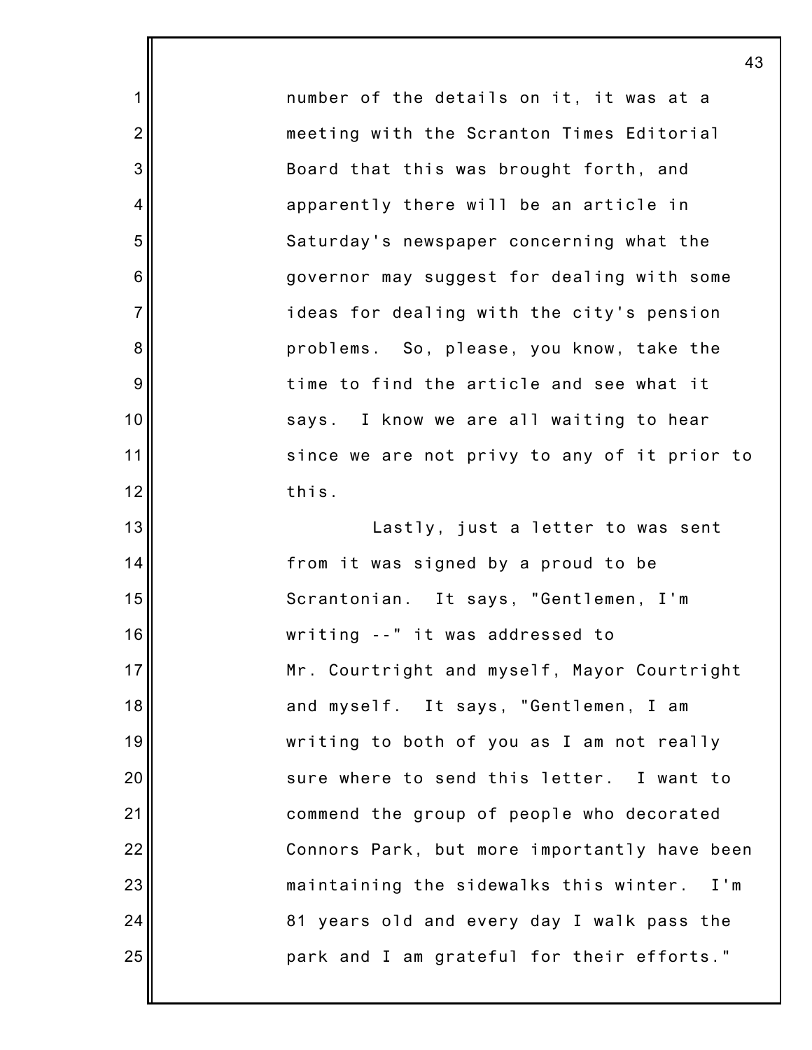number of the details on it, it was at a meeting with the Scranton Times Editorial Board that this was brought forth, and apparently there will be an article in Saturday's newspaper concerning what the governor may suggest for dealing with some ideas for dealing with the city's pension problems. So, please, you know, take the time to find the article and see what it says. I know we are all waiting to hear since we are not privy to any of it prior to this.

Lastly, just a letter to was sent from it was signed by a proud to be Scrantonian. It says, "Gentlemen, I'm writing --" it was addressed to Mr. Courtright and myself, Mayor Courtright and myself. It says, "Gentlemen, I am writing to both of you as I am not really sure where to send this letter. I want to commend the group of people who decorated Connors Park, but more importantly have been maintaining the sidewalks this winter. I'm 81 years old and every day I walk pass the park and I am grateful for their efforts."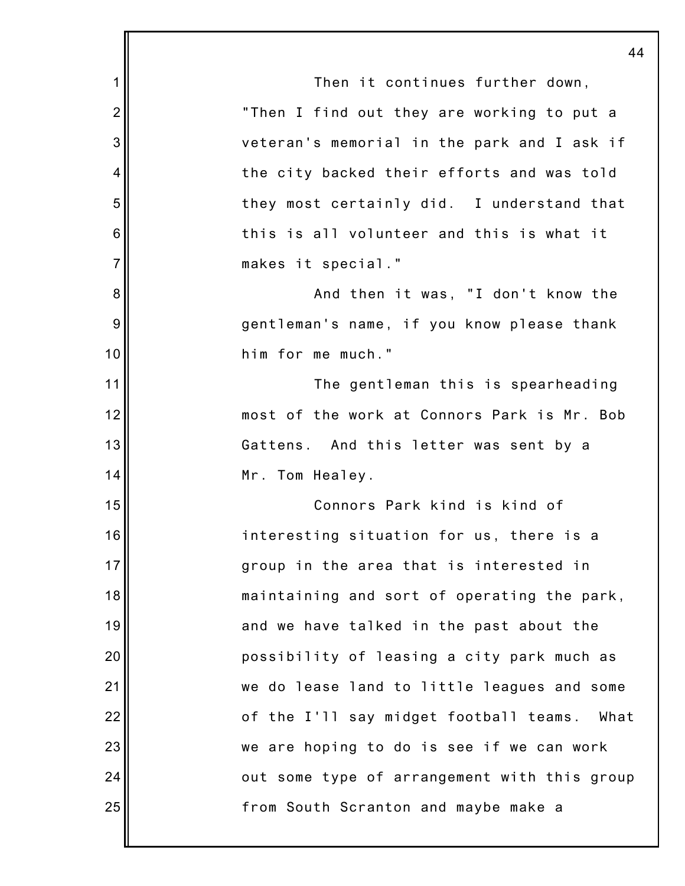Then it continues further down, "Then I find out they are working to put a veteran's memorial in the park and I ask if the city backed their efforts and was told they most certainly did. I understand that this is all volunteer and this is what it makes it special."

And then it was, "I don't know the gentleman's name, if you know please thank him for me much."

The gentleman this is spearheading most of the work at Connors Park is Mr. Bob Gattens. And this letter was sent by a Mr. Tom Healey.

Connors Park kind is kind of interesting situation for us, there is a group in the area that is interested in maintaining and sort of operating the park, and we have talked in the past about the possibility of leasing a city park much as we do lease land to little leagues and some of the I'll say midget football teams. What we are hoping to do is see if we can work out some type of arrangement with this group from South Scranton and maybe make a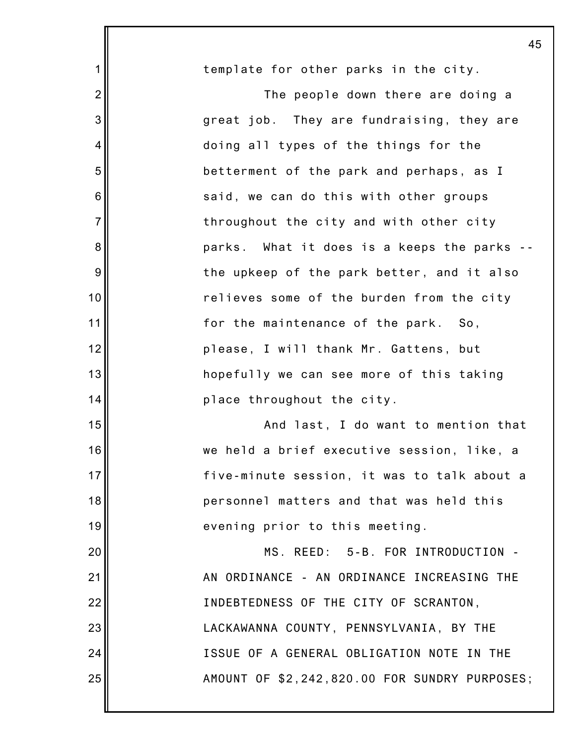template for other parks in the city.

The people down there are doing a great job. They are fundraising, they are doing all types of the things for the betterment of the park and perhaps, as I said, we can do this with other groups throughout the city and with other city parks. What it does is a keeps the parks -- the upkeep of the park better, and it also relieves some of the burden from the city for the maintenance of the park. So, please, I will thank Mr. Gattens, but hopefully we can see more of this taking place throughout the city.

And last, I do want to mention that we held a brief executive session, like, a five-minute session, it was to talk about a personnel matters and that was held this evening prior to this meeting.

MS. REED: 5-B. FOR INTRODUCTION - AN ORDINANCE - AN ORDINANCE INCREASING THE INDEBTEDNESS OF THE CITY OF SCRANTON, LACKAWANNA COUNTY, PENNSYLVANIA, BY THE ISSUE OF A GENERAL OBLIGATION NOTE IN THE AMOUNT OF $2,242,820.00 FOR SUNDRY PURPOSES;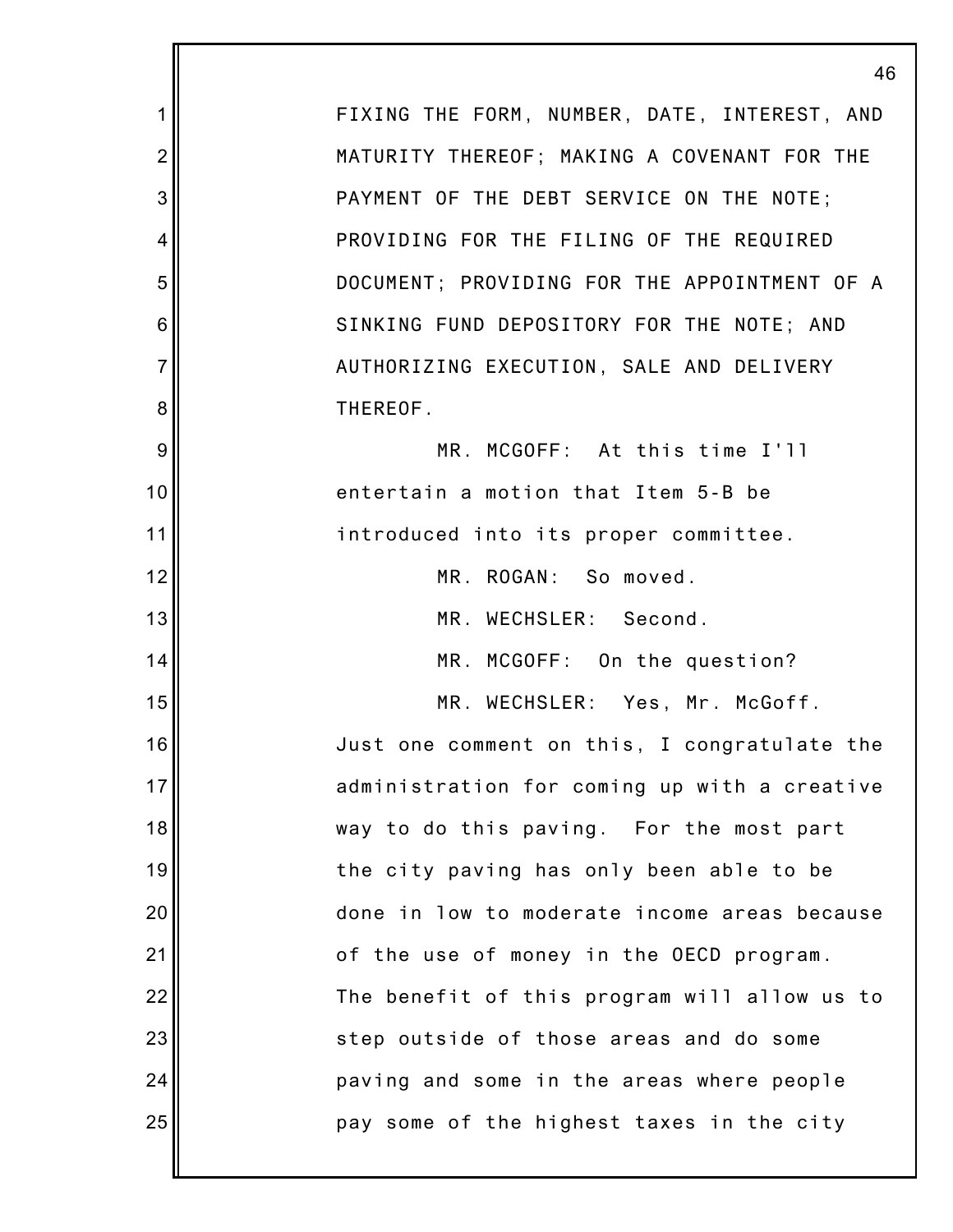FIXING THE FORM, NUMBER, DATE, INTEREST, AND MATURITY THEREOF; MAKING A COVENANT FOR THE PAYMENT OF THE DEBT SERVICE ON THE NOTE; PROVIDING FOR THE FILING OF THE REQUIRED DOCUMENT; PROVIDING FOR THE APPOINTMENT OF A SINKING FUND DEPOSITORY FOR THE NOTE; AND AUTHORIZING EXECUTION, SALE AND DELIVERY THEREOF.

MR. MCGOFF: At this time I'll entertain a motion that Item 5-B be introduced into its proper committee.

MR. ROGAN: So moved.

MR. WECHSLER: Second.

MR. MCGOFF: On the question?

MR. WECHSLER: Yes, Mr. McGoff. Just one comment on this, I congratulate the administration for coming up with a creative way to do this paving. For the most part the city paving has only been able to be done in low to moderate income areas because of the use of money in the OECD program. The benefit of this program will allow us to step outside of those areas and do some paving and some in the areas where people pay some of the highest taxes in the city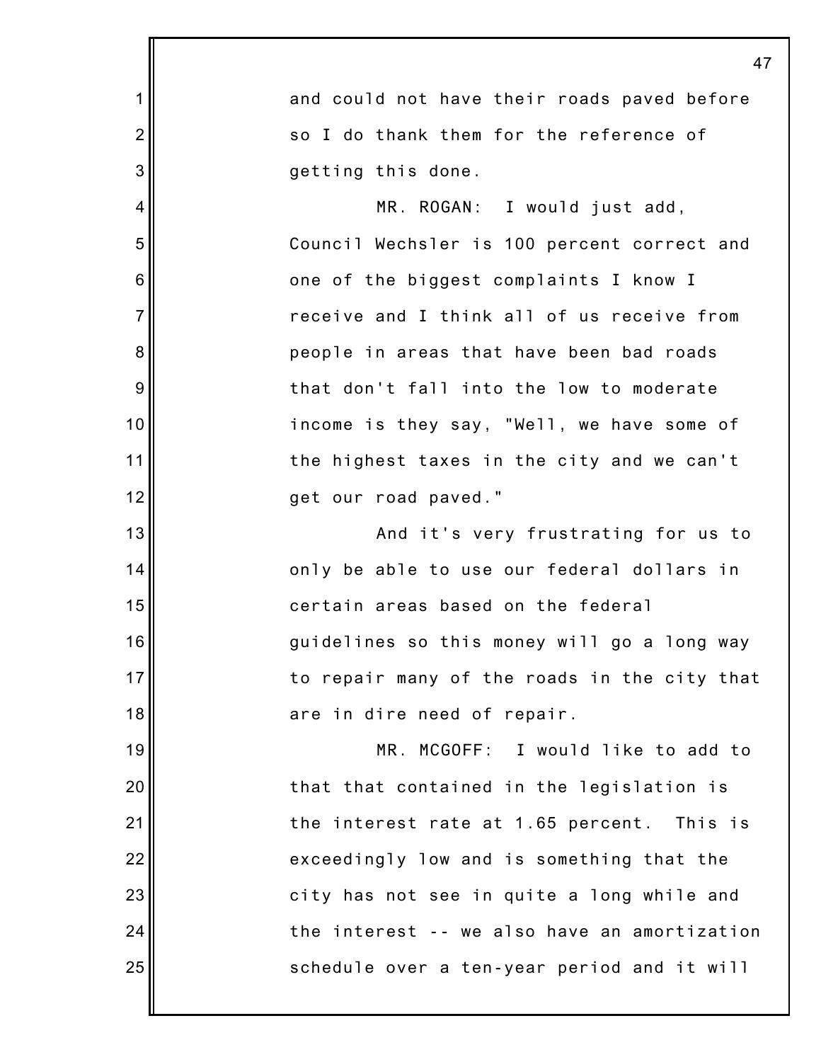and could not have their roads paved before so I do thank them for the reference of getting this done.

MR. ROGAN: I would just add, Council Wechsler is 100 percent correct and one of the biggest complaints I know I receive and I think all of us receive from people in areas that have been bad roads that don't fall into the low to moderate income is they say, "Well, we have some of the highest taxes in the city and we can't get our road paved."

And it's very frustrating for us to only be able to use our federal dollars in certain areas based on the federal guidelines so this money will go a long way to repair many of the roads in the city that are in dire need of repair.

MR. MCGOFF: I would like to add to that that contained in the legislation is the interest rate at 1.65 percent. This is exceedingly low and is something that the city has not see in quite a long while and the interest -- we also have an amortization schedule over a ten-year period and it will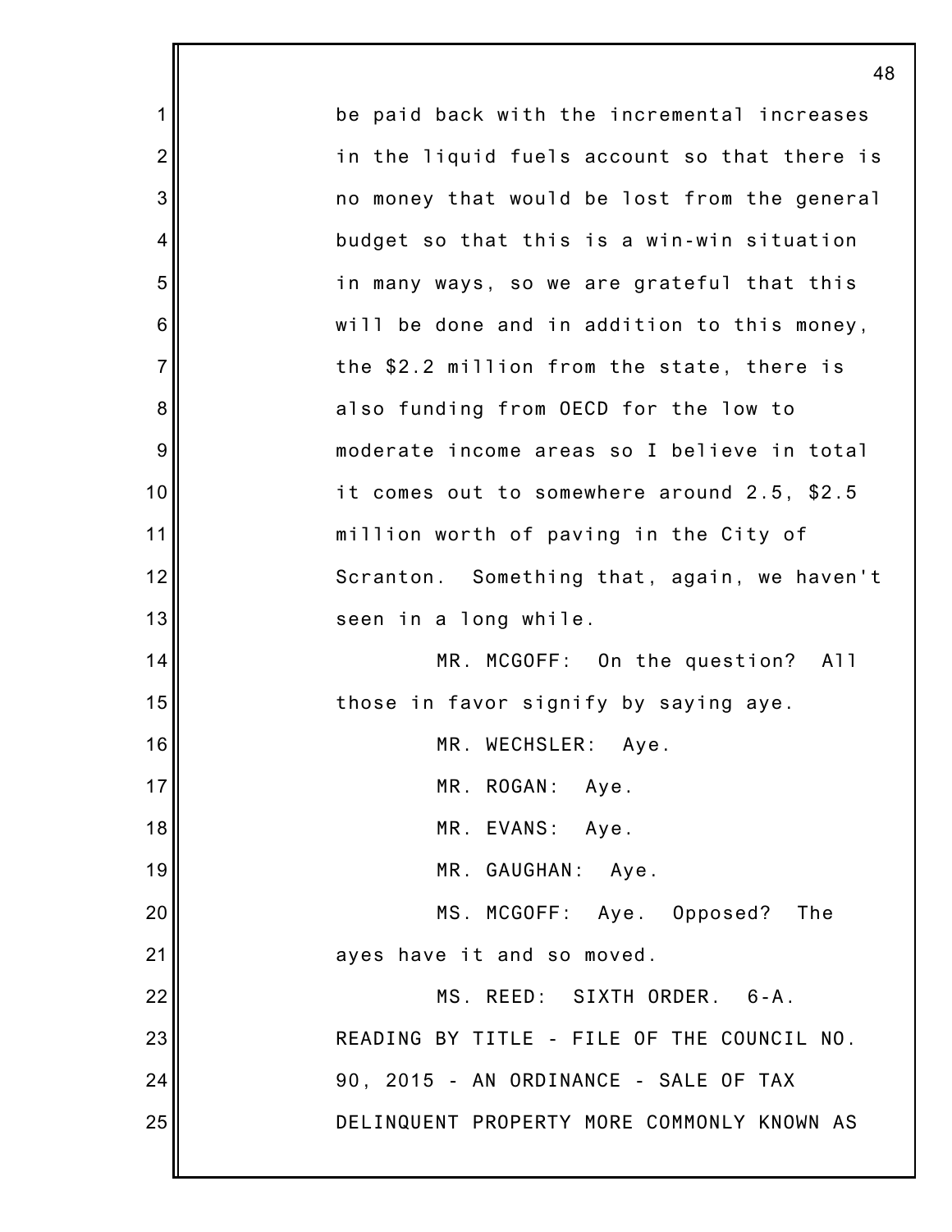be paid back with the incremental increases in the liquid fuels account so that there is no money that would be lost from the general budget so that this is a win-win situation in many ways, so we are grateful that this will be done and in addition to this money, the $2.2 million from the state, there is also funding from OECD for the low to moderate income areas so I believe in total it comes out to somewhere around 2.5, $2.5 million worth of paving in the City of Scranton. Something that, again, we haven't seen in a long while.

MR. MCGOFF: On the question? All those in favor signify by saying aye.

MR. WECHSLER: Aye.

MR. ROGAN: Aye.

MR. EVANS: Aye.

MR. GAUGHAN: Aye.

MS. MCGOFF: Aye. Opposed? The ayes have it and so moved.

MS. REED: SIXTH ORDER. 6-A. READING BY TITLE - FILE OF THE COUNCIL NO. 90, 2015 - AN ORDINANCE - SALE OF TAX DELINQUENT PROPERTY MORE COMMONLY KNOWN AS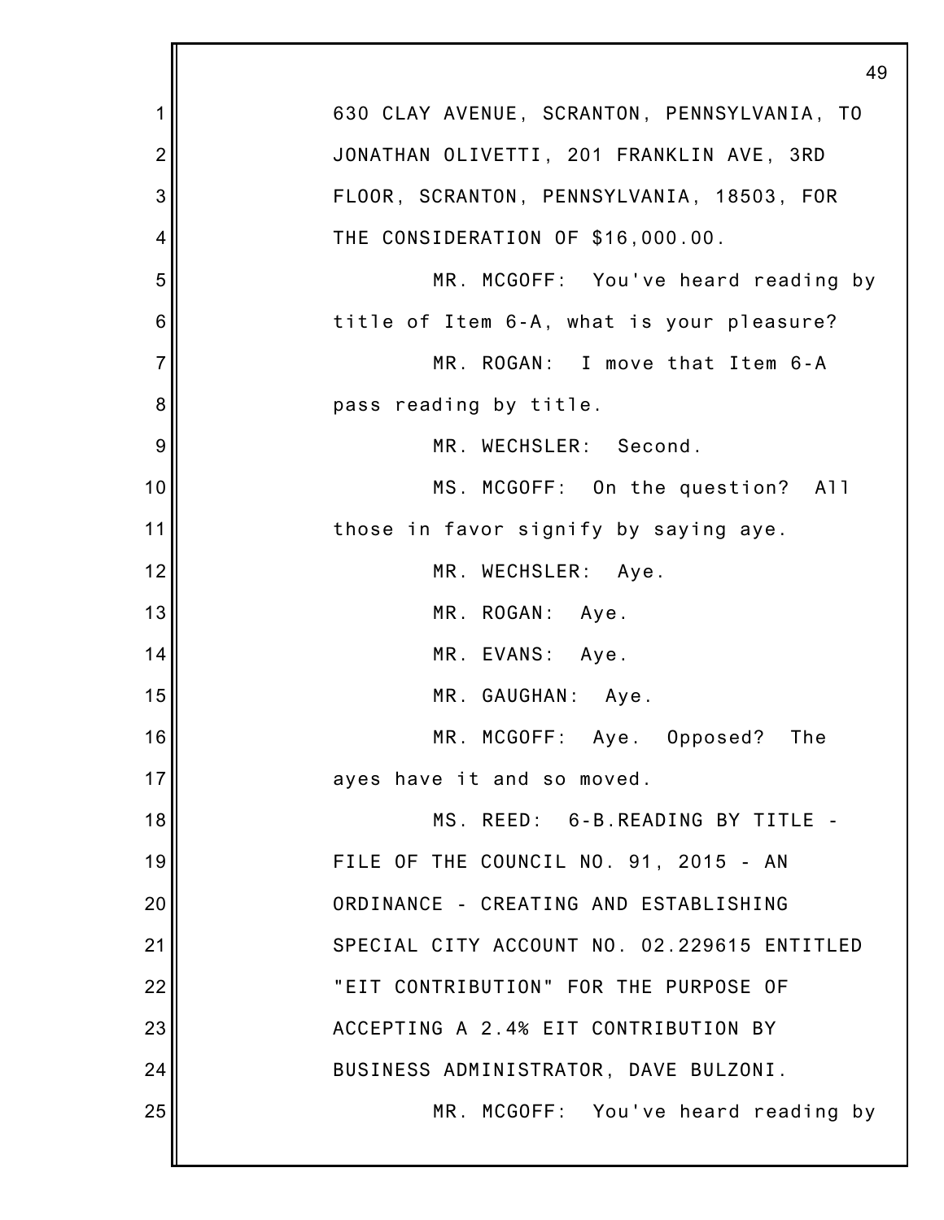630 CLAY AVENUE, SCRANTON, PENNSYLVANIA, TO JONATHAN OLIVETTI, 201 FRANKLIN AVE, 3RD FLOOR, SCRANTON, PENNSYLVANIA, 18503, FOR THE CONSIDERATION OF $16,000.00.

MR. MCGOFF: You've heard reading by title of Item 6-A, what is your pleasure?

MR. ROGAN: I move that Item 6-A pass reading by title.

MR. WECHSLER: Second.

MS. MCGOFF: On the question? All those in favor signify by saying aye.

MR. WECHSLER: Aye.

MR. ROGAN: Aye.

MR. EVANS: Aye.

MR. GAUGHAN: Aye.

MR. MCGOFF: Aye. Opposed? The ayes have it and so moved.

MS. REED: 6-B.READING BY TITLE - FILE OF THE COUNCIL NO. 91, 2015 - AN ORDINANCE - CREATING AND ESTABLISHING SPECIAL CITY ACCOUNT NO. 02.229615 ENTITLED "EIT CONTRIBUTION" FOR THE PURPOSE OF ACCEPTING A 2.4% EIT CONTRIBUTION BY BUSINESS ADMINISTRATOR, DAVE BULZONI.

MR. MCGOFF: You've heard reading by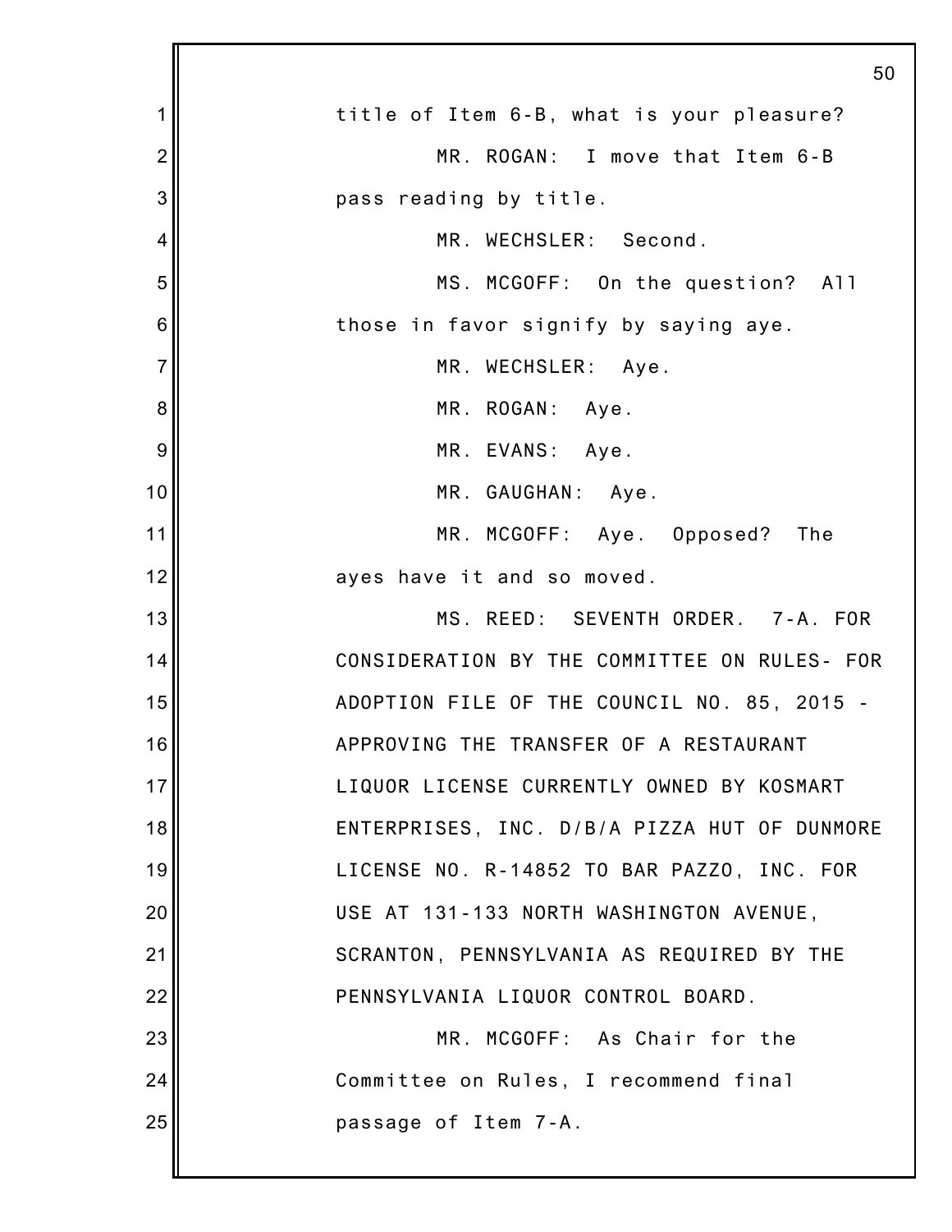title of Item 6-B, what is your pleasure?

MR. ROGAN: I move that Item 6-B pass reading by title.

MR. WECHSLER: Second.

MS. MCGOFF: On the question? All those in favor signify by saying aye.

MR. WECHSLER: Aye.

MR. ROGAN: Aye.

MR. EVANS: Aye.

MR. GAUGHAN: Aye.

MR. MCGOFF: Aye. Opposed? The ayes have it and so moved.

MS. REED: SEVENTH ORDER. 7-A. FOR CONSIDERATION BY THE COMMITTEE ON RULES- FOR ADOPTION FILE OF THE COUNCIL NO. 85, 2015 - APPROVING THE TRANSFER OF A RESTAURANT LIQUOR LICENSE CURRENTLY OWNED BY KOSMART ENTERPRISES, INC. D/B/A PIZZA HUT OF DUNMORE LICENSE NO. R-14852 TO BAR PAZZO, INC. FOR USE AT 131-133 NORTH WASHINGTON AVENUE, SCRANTON, PENNSYLVANIA AS REQUIRED BY THE PENNSYLVANIA LIQUOR CONTROL BOARD.

MR. MCGOFF: As Chair for the Committee on Rules, I recommend final passage of Item 7-A.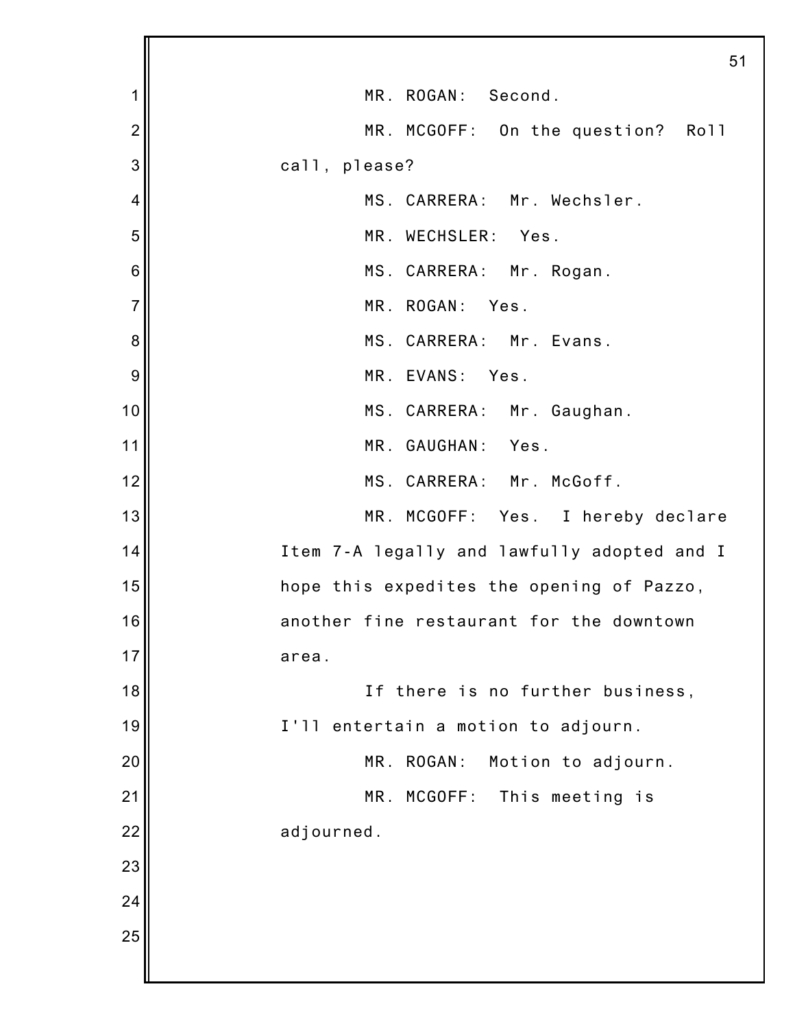MR. ROGAN: Second.

MR. MCGOFF: On the question? Roll call, please?

MS. CARRERA: Mr. Wechsler.

MR. WECHSLER: Yes.

MS. CARRERA: Mr. Rogan.

MR. ROGAN: Yes.

MS. CARRERA: Mr. Evans.

MR. EVANS: Yes.

MS. CARRERA: Mr. Gaughan.

MR. GAUGHAN: Yes.

MS. CARRERA: Mr. McGoff.

MR. MCGOFF: Yes. I hereby declare Item 7-A legally and lawfully adopted and I hope this expedites the opening of Pazzo, another fine restaurant for the downtown area.

If there is no further business, I'll entertain a motion to adjourn.

MR. ROGAN: Motion to adjourn.

MR. MCGOFF: This meeting is adjourned.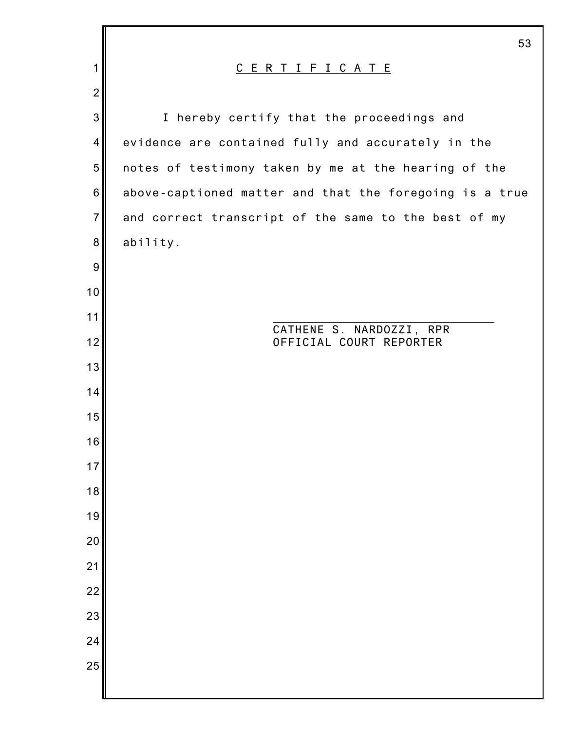## C E R T I F I C A T E

I hereby certify that the proceedings and evidence are contained fully and accurately in the notes of testimony taken by me at the hearing of the above-captioned matter and that the foregoing is a true and correct transcript of the same to the best of my ability.

CATHENE S. NARDOZZI, RPR
OFFICIAL COURT REPORTER